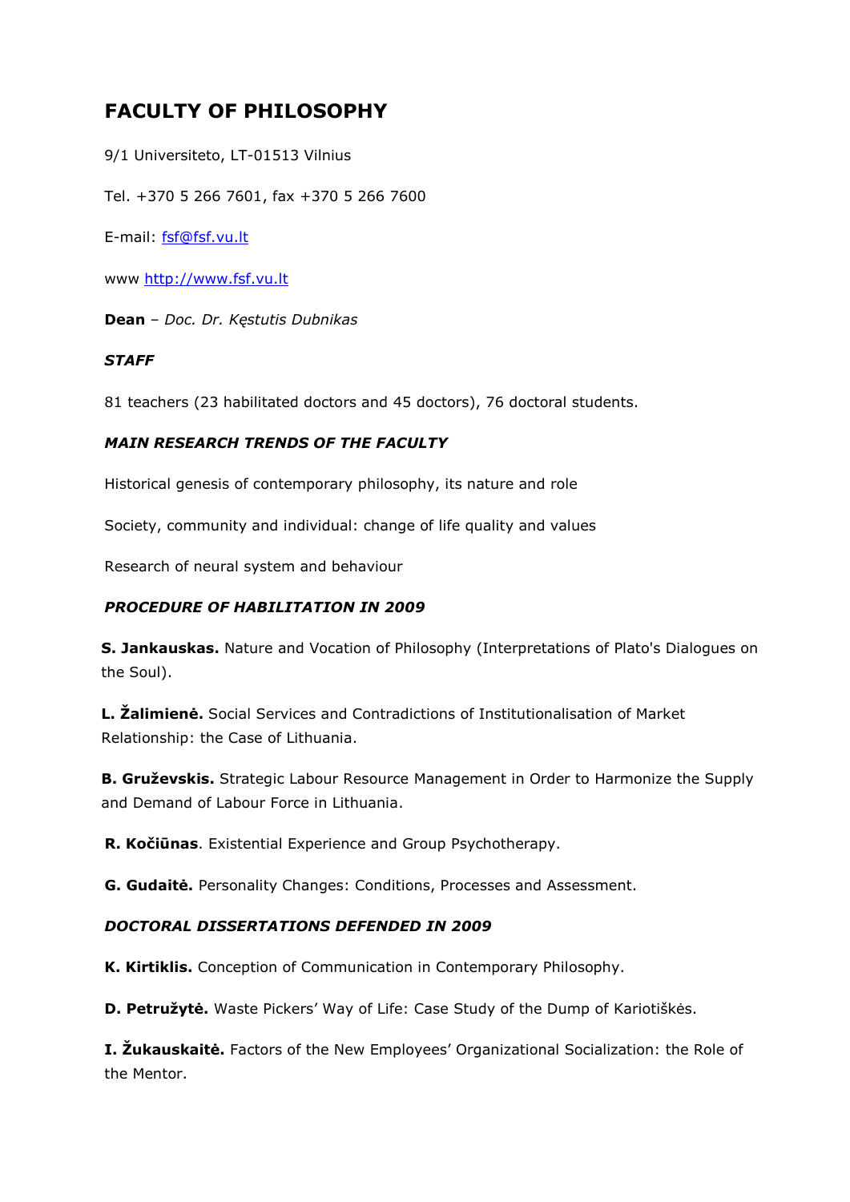# FACULTY OF PHILOSOPHY

9/1 Universiteto, LT-01513 Vilnius

Tel. +370 5 266 7601, fax +370 5 266 7600

E-mail: fsf@fsf.vu.lt

www http://www.fsf.vu.lt

**Dean** – *Doc. Dr. Kęstutis Dubnikas*

### *STAFF*

81 teachers (23 habilitated doctors and 45 doctors), 76 doctoral students.

### *MAIN RESEARCH TRENDS OF THE FACULTY*

Historical genesis of contemporary philosophy, its nature and role

Society, community and individual: change of life quality and values

Research of neural system and behaviour

### *PROCEDURE OF HABILITATION IN 2009*

**S. Jankauskas.** Nature and Vocation of Philosophy (Interpretations of Plato's Dialogues on the Soul).

**L. Žalimienė.** Social Services and Contradictions of Institutionalisation of Market Relationship: the Case of Lithuania.

**B. Gruževskis.** Strategic Labour Resource Management in Order to Harmonize the Supply and Demand of Labour Force in Lithuania.

**R. Kočiūnas**. Existential Experience and Group Psychotherapy.

**G. Gudaitė.** Personality Changes: Conditions, Processes and Assessment.

### *DOCTORAL DISSERTATIONS DEFENDED IN 2009*

**K. Kirtiklis.** Conception of Communication in Contemporary Philosophy.

**D. Petružytė.** Waste Pickers' Way of Life: Case Study of the Dump of Kariotiškės.

**I. Žukauskaitė.** Factors of the New Employees' Organizational Socialization: the Role of the Mentor.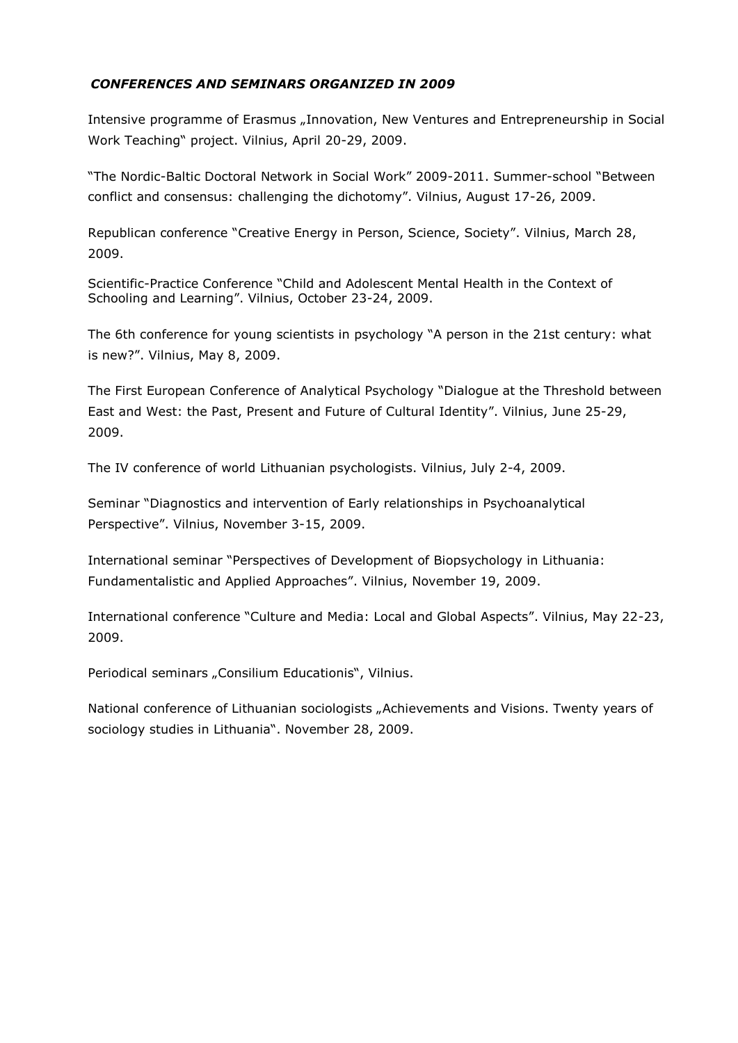## *CONFERENCES AND SEMINARS ORGANIZED IN 2009*

Intensive programme of Erasmus „Innovation, New Ventures and Entrepreneurship in Social Work Teaching" project. Vilnius, April 20-29, 2009.

"The Nordic-Baltic Doctoral Network in Social Work" 2009-2011. Summer-school "Between conflict and consensus: challenging the dichotomy". Vilnius, August 17-26, 2009.

Republican conference "Creative Energy in Person, Science, Society". Vilnius, March 28, 2009.

Scientific-Practice Conference "Child and Adolescent Mental Health in the Context of Schooling and Learning". Vilnius, October 23-24, 2009.

The 6th conference for young scientists in psychology "A person in the 21st century: what is new?". Vilnius, May 8, 2009.

The First European Conference of Analytical Psychology "Dialogue at the Threshold between East and West: the Past, Present and Future of Cultural Identity". Vilnius, June 25-29, 2009.

The IV conference of world Lithuanian psychologists. Vilnius, July 2-4, 2009.

Seminar "Diagnostics and intervention of Early relationships in Psychoanalytical Perspective". Vilnius, November 3-15, 2009.

International seminar "Perspectives of Development of Biopsychology in Lithuania: Fundamentalistic and Applied Approaches". Vilnius, November 19, 2009.

International conference "Culture and Media: Local and Global Aspects". Vilnius, May 22-23, 2009.

Periodical seminars „Consilium Educationis", Vilnius.

National conference of Lithuanian sociologists „Achievements and Visions. Twenty years of sociology studies in Lithuania". November 28, 2009.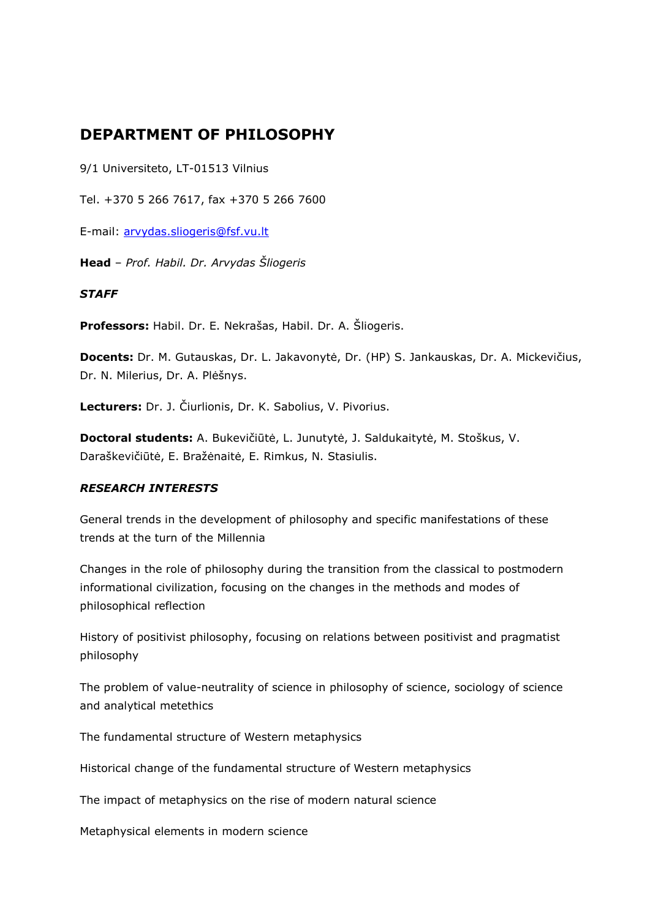## DEPARTMENT OF PHILOSOPHY

9/1 Universiteto, LT-01513 Vilnius

Tel. +370 5 266 7617, fax +370 5 266 7600

E-mail: [arvydas.sliogeris@fsf.vu.lt](mailto:arvydas.sliogeris@fsf.vu.lt)

**Head** – *Prof. Habil. Dr. Arvydas Šliogeris*

***STAFF***

**Professors:** Habil. Dr. E. Nekrašas, Habil. Dr. A. Šliogeris.

**Docents:** Dr. M. Gutauskas, Dr. L. Jakavonytė, Dr. (HP) S. Jankauskas, Dr. A. Mickevičius, Dr. N. Milerius, Dr. A. Plėšnys.

**Lecturers:** Dr. J. Čiurlionis, Dr. K. Sabolius, V. Pivorius.

**Doctoral students:** A. Bukevičiūtė, L. Junutytė, J. Saldukaitytė, M. Stoškus, V. Daraškevičiūtė, E. Bražėnaitė, E. Rimkus, N. Stasiulis.

***RESEARCH INTERESTS***

General trends in the development of philosophy and specific manifestations of these trends at the turn of the Millennia

Changes in the role of philosophy during the transition from the classical to postmodern informational civilization, focusing on the changes in the methods and modes of philosophical reflection

History of positivist philosophy, focusing on relations between positivist and pragmatist philosophy

The problem of value-neutrality of science in philosophy of science, sociology of science and analytical metethics

The fundamental structure of Western metaphysics

Historical change of the fundamental structure of Western metaphysics

The impact of metaphysics on the rise of modern natural science

Metaphysical elements in modern science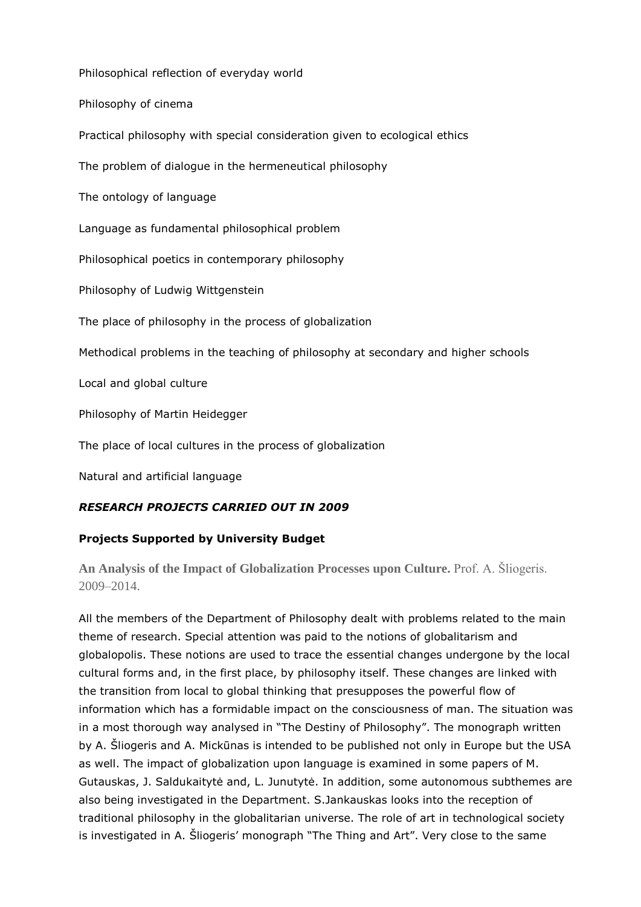Philosophical reflection of everyday world

Philosophy of cinema

Practical philosophy with special consideration given to ecological ethics

The problem of dialogue in the hermeneutical philosophy

The ontology of language

Language as fundamental philosophical problem

Philosophical poetics in contemporary philosophy

Philosophy of Ludwig Wittgenstein

The place of philosophy in the process of globalization

Methodical problems in the teaching of philosophy at secondary and higher schools

Local and global culture

Philosophy of Martin Heidegger

The place of local cultures in the process of globalization

Natural and artificial language

***RESEARCH PROJECTS CARRIED OUT IN 2009***

**Projects Supported by University Budget**

**An Analysis of the Impact of Globalization Processes upon Culture.** Prof. A. Šliogeris. 2009–2014.

All the members of the Department of Philosophy dealt with problems related to the main theme of research. Special attention was paid to the notions of globalitarism and globalopolis. These notions are used to trace the essential changes undergone by the local cultural forms and, in the first place, by philosophy itself. These changes are linked with the transition from local to global thinking that presupposes the powerful flow of information which has a formidable impact on the consciousness of man. The situation was in a most thorough way analysed in "The Destiny of Philosophy". The monograph written by A. Šliogeris and A. Mickūnas is intended to be published not only in Europe but the USA as well. The impact of globalization upon language is examined in some papers of M. Gutauskas, J. Saldukaitytė and, L. Junutytė. In addition, some autonomous subthemes are also being investigated in the Department. S.Jankauskas looks into the reception of traditional philosophy in the globalitarian universe. The role of art in technological society is investigated in A. Šliogeris' monograph "The Thing and Art". Very close to the same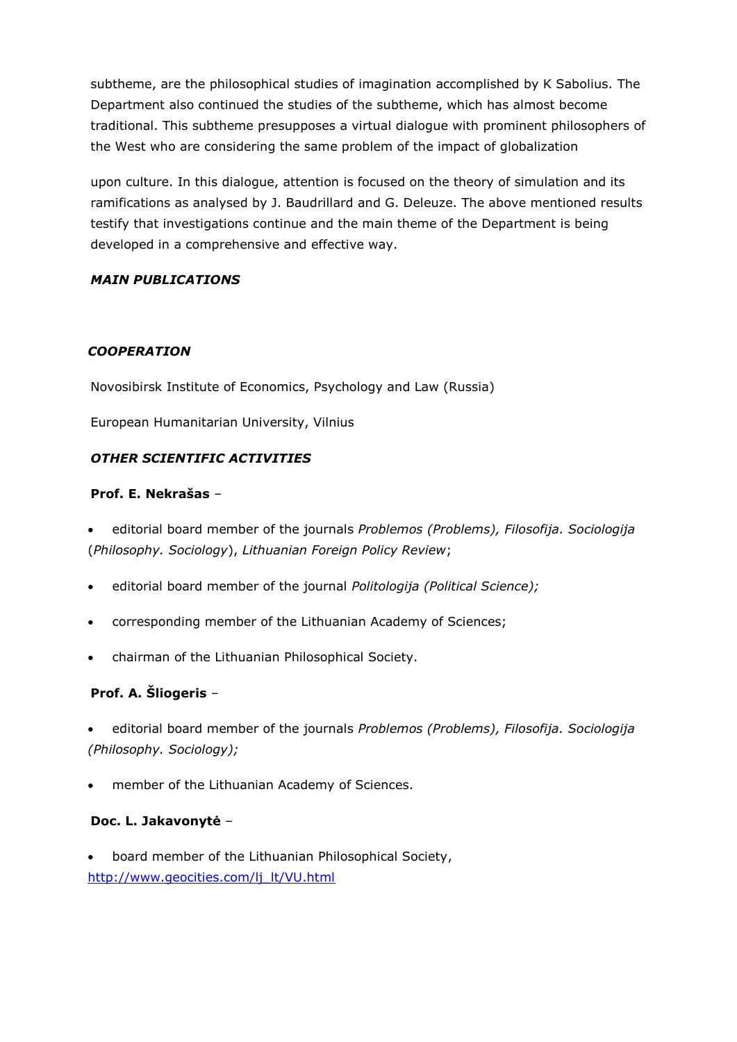subtheme, are the philosophical studies of imagination accomplished by K Sabolius. The Department also continued the studies of the subtheme, which has almost become traditional. This subtheme presupposes a virtual dialogue with prominent philosophers of the West who are considering the same problem of the impact of globalization

upon culture. In this dialogue, attention is focused on the theory of simulation and its ramifications as analysed by J. Baudrillard and G. Deleuze. The above mentioned results testify that investigations continue and the main theme of the Department is being developed in a comprehensive and effective way.

***MAIN PUBLICATIONS***

***COOPERATION***

Novosibirsk Institute of Economics, Psychology and Law (Russia)

European Humanitarian University, Vilnius

***OTHER SCIENTIFIC ACTIVITIES***

**Prof. E. Nekrašas** –

- editorial board member of the journals *Problemos (Problems), Filosofija. Sociologija* (*Philosophy. Sociology*), *Lithuanian Foreign Policy Review*;
- editorial board member of the journal *Politologija (Political Science);*
- corresponding member of the Lithuanian Academy of Sciences;
- chairman of the Lithuanian Philosophical Society.

**Prof. A. Šliogeris** –

- editorial board member of the journals *Problemos (Problems), Filosofija. Sociologija (Philosophy. Sociology);*
- member of the Lithuanian Academy of Sciences.

**Doc. L. Jakavonytė** –

- board member of the Lithuanian Philosophical Society, http://www.geocities.com/lj_lt/VU.html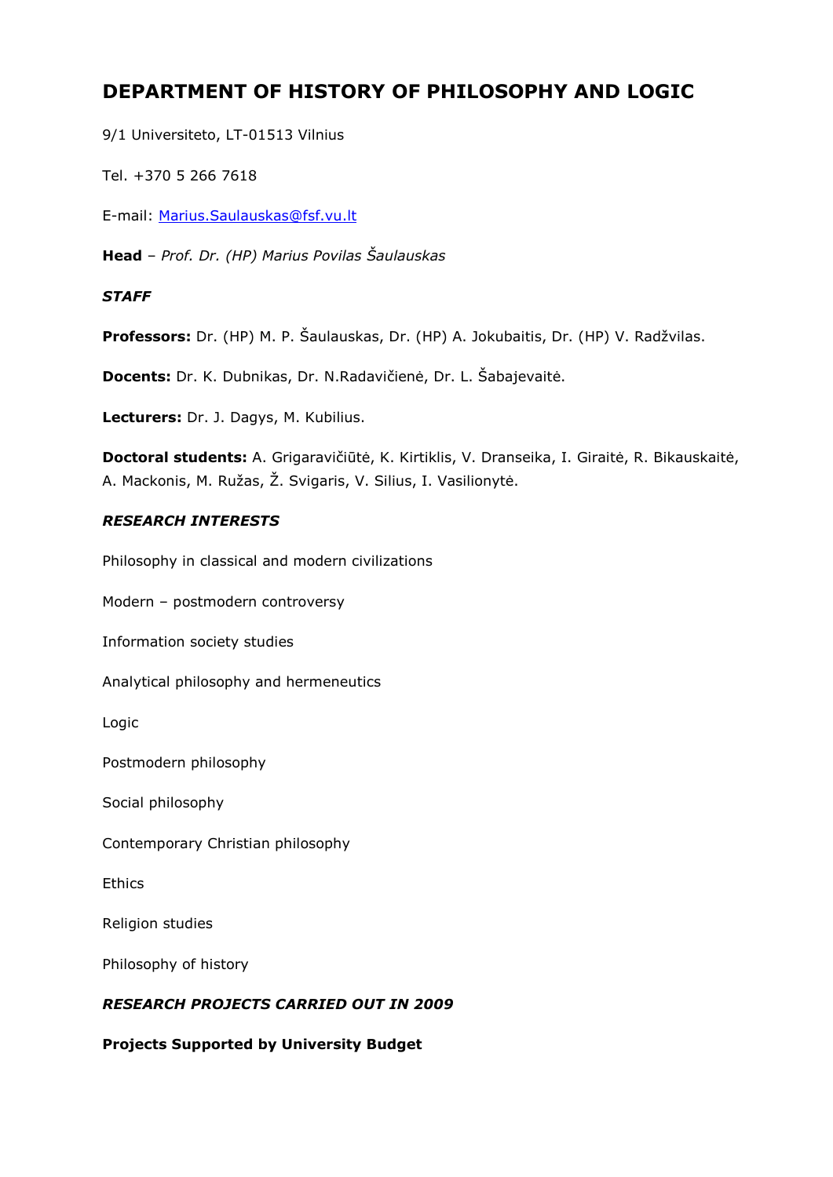# DEPARTMENT OF HISTORY OF PHILOSOPHY AND LOGIC

9/1 Universiteto, LT-01513 Vilnius

Tel. +370 5 266 7618

E-mail: Marius.Saulauskas@fsf.vu.lt

**Head** – *Prof. Dr. (HP) Marius Povilas Šaulauskas*

***STAFF***

**Professors:** Dr. (HP) M. P. Šaulauskas, Dr. (HP) A. Jokubaitis, Dr. (HP) V. Radžvilas.

**Docents:** Dr. K. Dubnikas, Dr. N.Radavičienė, Dr. L. Šabajevaitė.

**Lecturers:** Dr. J. Dagys, M. Kubilius.

**Doctoral students:** A. Grigaravičiūtė, K. Kirtiklis, V. Dranseika, I. Giraitė, R. Bikauskaitė, A. Mackonis, M. Ružas, Ž. Svigaris, V. Silius, I. Vasilionytė.

***RESEARCH INTERESTS***

Philosophy in classical and modern civilizations

Modern – postmodern controversy

Information society studies

Analytical philosophy and hermeneutics

Logic

Postmodern philosophy

Social philosophy

Contemporary Christian philosophy

Ethics

Religion studies

Philosophy of history

***RESEARCH PROJECTS CARRIED OUT IN 2009***

**Projects Supported by University Budget**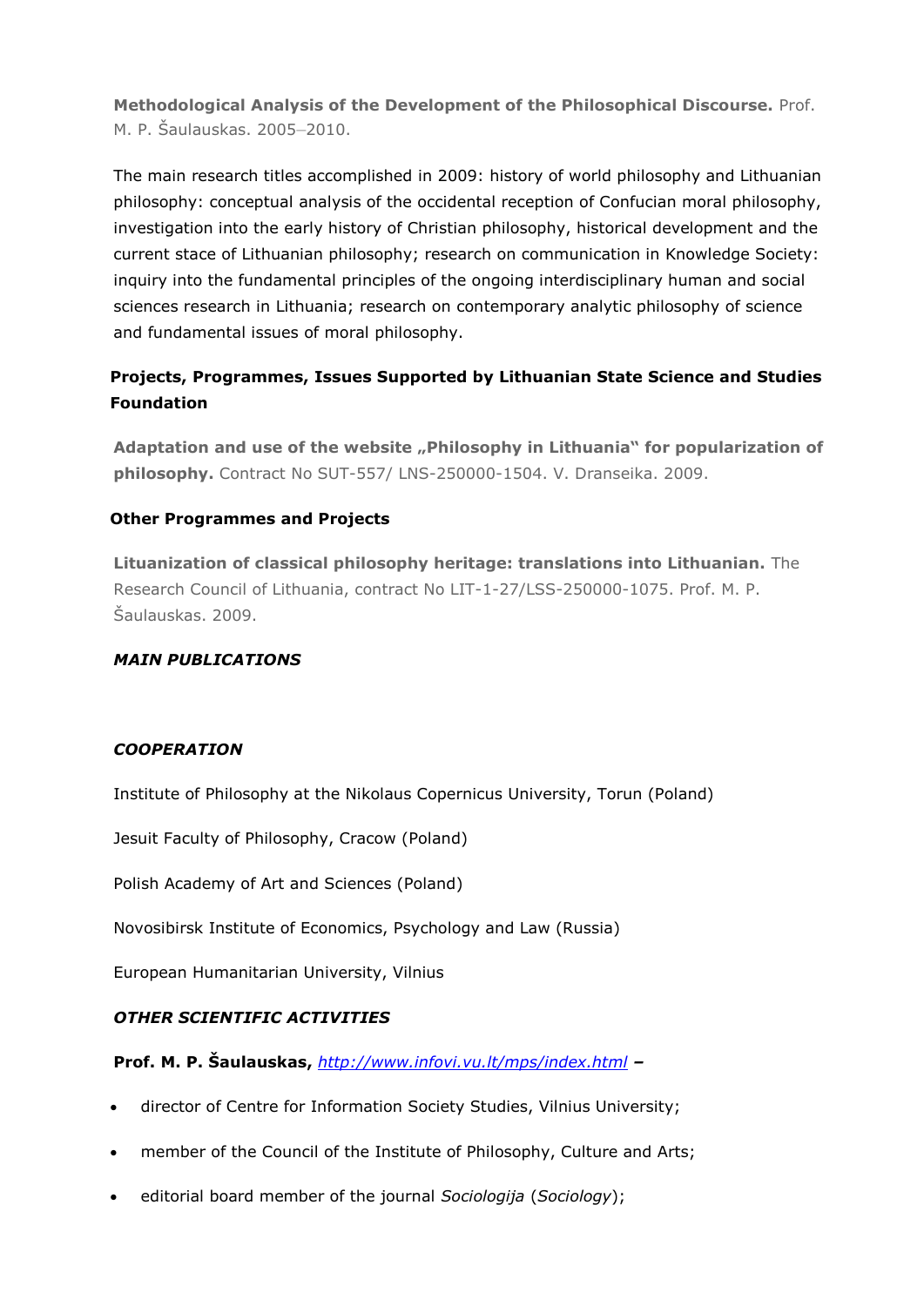**Methodological Analysis of the Development of the Philosophical Discourse.** Prof. M. P. Šaulauskas. 2005–2010.

The main research titles accomplished in 2009: history of world philosophy and Lithuanian philosophy: conceptual analysis of the occidental reception of Confucian moral philosophy, investigation into the early history of Christian philosophy, historical development and the current stace of Lithuanian philosophy; research on communication in Knowledge Society: inquiry into the fundamental principles of the ongoing interdisciplinary human and social sciences research in Lithuania; research on contemporary analytic philosophy of science and fundamental issues of moral philosophy.

### Projects, Programmes, Issues Supported by Lithuanian State Science and Studies Foundation

**Adaptation and use of the website „Philosophy in Lithuania" for popularization of philosophy.** Contract No SUT-557/ LNS-250000-1504. V. Dranseika. 2009.

### Other Programmes and Projects

**Lituanization of classical philosophy heritage: translations into Lithuanian.** The Research Council of Lithuania, contract No LIT-1-27/LSS-250000-1075. Prof. M. P. Šaulauskas. 2009.

## *MAIN PUBLICATIONS*

## *COOPERATION*

Institute of Philosophy at the Nikolaus Copernicus University, Torun (Poland)

Jesuit Faculty of Philosophy, Cracow (Poland)

Polish Academy of Art and Sciences (Poland)

Novosibirsk Institute of Economics, Psychology and Law (Russia)

European Humanitarian University, Vilnius

## *OTHER SCIENTIFIC ACTIVITIES*

**Prof. M. P. Šaulauskas,** *http://www.infovi.vu.lt/mps/index.html* **–**

- director of Centre for Information Society Studies, Vilnius University;
- member of the Council of the Institute of Philosophy, Culture and Arts;
- editorial board member of the journal *Sociologija* (*Sociology*);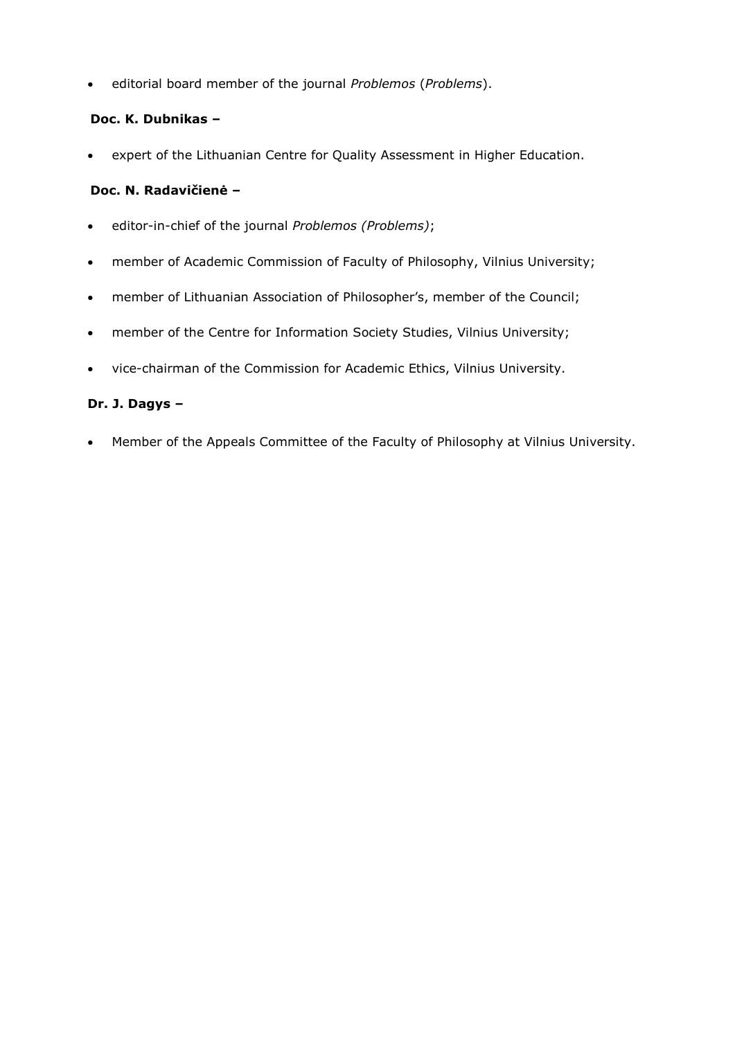- editorial board member of the journal *Problemos* (*Problems*).

**Doc. K. Dubnikas –**

- expert of the Lithuanian Centre for Quality Assessment in Higher Education.

**Doc. N. Radavičienė –**

- editor-in-chief of the journal *Problemos (Problems)*;
- member of Academic Commission of Faculty of Philosophy, Vilnius University;
- member of Lithuanian Association of Philosopher's, member of the Council;
- member of the Centre for Information Society Studies, Vilnius University;
- vice-chairman of the Commission for Academic Ethics, Vilnius University.

**Dr. J. Dagys –**

- Member of the Appeals Committee of the Faculty of Philosophy at Vilnius University.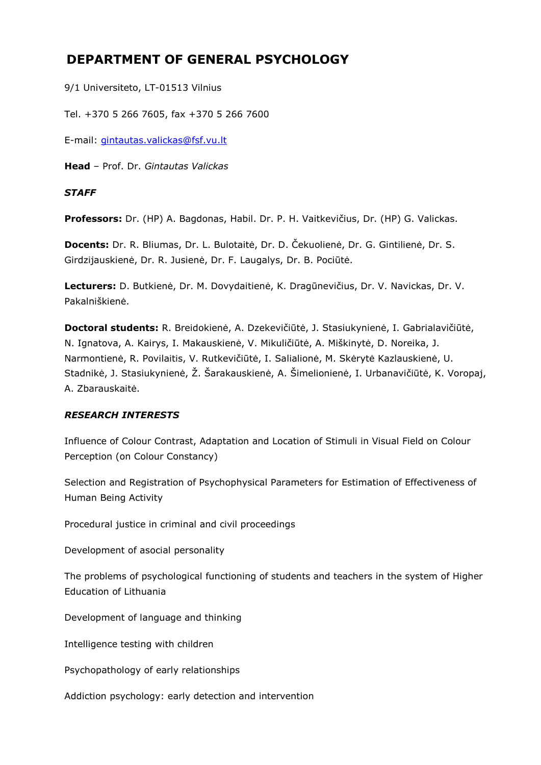# DEPARTMENT OF GENERAL PSYCHOLOGY

9/1 Universiteto, LT-01513 Vilnius

Tel. +370 5 266 7605, fax +370 5 266 7600

E-mail: gintautas.valickas@fsf.vu.lt

**Head** – Prof. Dr. *Gintautas Valickas*

***STAFF***

**Professors:** Dr. (HP) A. Bagdonas, Habil. Dr. P. H. Vaitkevičius, Dr. (HP) G. Valickas.

**Docents:** Dr. R. Bliumas, Dr. L. Bulotaitė, Dr. D. Čekuolienė, Dr. G. Gintilienė, Dr. S. Girdzijauskienė, Dr. R. Jusienė, Dr. F. Laugalys, Dr. B. Pociūtė.

**Lecturers:** D. Butkienė, Dr. M. Dovydaitienė, K. Dragūnevičius, Dr. V. Navickas, Dr. V. Pakalniškienė.

**Doctoral students:** R. Breidokienė, A. Dzekevičiūtė, J. Stasiukynienė, I. Gabrialavičiūtė, N. Ignatova, A. Kairys, I. Makauskienė, V. Mikuličiūtė, A. Miškinytė, D. Noreika, J. Narmontienė, R. Povilaitis, V. Rutkevičiūtė, I. Salialionė, M. Skėrytė Kazlauskienė, U. Stadnikė, J. Stasiukynienė, Ž. Šarakauskienė, A. Šimelionienė, I. Urbanavičiūtė, K. Voropaj, A. Zbarauskaitė.

***RESEARCH INTERESTS***

Influence of Colour Contrast, Adaptation and Location of Stimuli in Visual Field on Colour Perception (on Colour Constancy)

Selection and Registration of Psychophysical Parameters for Estimation of Effectiveness of Human Being Activity

Procedural justice in criminal and civil proceedings

Development of asocial personality

The problems of psychological functioning of students and teachers in the system of Higher Education of Lithuania

Development of language and thinking

Intelligence testing with children

Psychopathology of early relationships

Addiction psychology: early detection and intervention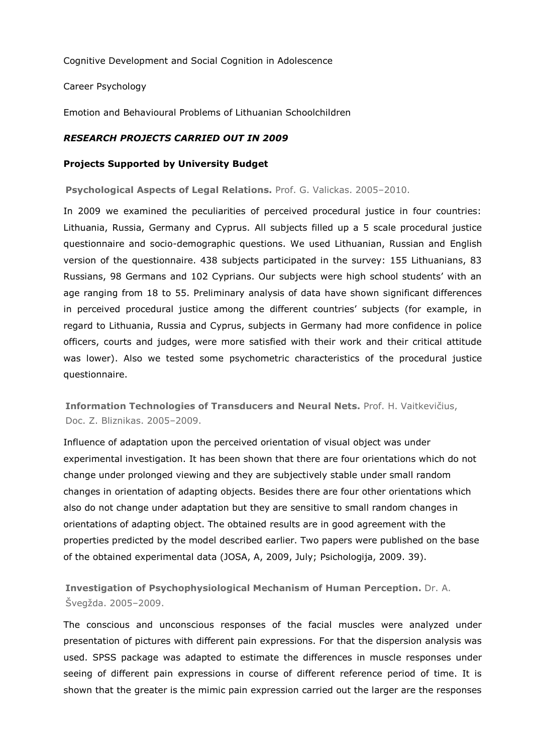Cognitive Development and Social Cognition in Adolescence

Career Psychology

Emotion and Behavioural Problems of Lithuanian Schoolchildren

***RESEARCH PROJECTS CARRIED OUT IN 2009***

**Projects Supported by University Budget**

**Psychological Aspects of Legal Relations.** Prof. G. Valickas. 2005–2010.

In 2009 we examined the peculiarities of perceived procedural justice in four countries: Lithuania, Russia, Germany and Cyprus. All subjects filled up a 5 scale procedural justice questionnaire and socio-demographic questions. We used Lithuanian, Russian and English version of the questionnaire. 438 subjects participated in the survey: 155 Lithuanians, 83 Russians, 98 Germans and 102 Cyprians. Our subjects were high school students' with an age ranging from 18 to 55. Preliminary analysis of data have shown significant differences in perceived procedural justice among the different countries' subjects (for example, in regard to Lithuania, Russia and Cyprus, subjects in Germany had more confidence in police officers, courts and judges, were more satisfied with their work and their critical attitude was lower). Also we tested some psychometric characteristics of the procedural justice questionnaire.

**Information Technologies of Transducers and Neural Nets.** Prof. H. Vaitkevičius, Doc. Z. Bliznikas. 2005–2009.

Influence of adaptation upon the perceived orientation of visual object was under experimental investigation. It has been shown that there are four orientations which do not change under prolonged viewing and they are subjectively stable under small random changes in orientation of adapting objects. Besides there are four other orientations which also do not change under adaptation but they are sensitive to small random changes in orientations of adapting object. The obtained results are in good agreement with the properties predicted by the model described earlier. Two papers were published on the base of the obtained experimental data (JOSA, A, 2009, July; Psichologija, 2009. 39).

**Investigation of Psychophysiological Mechanism of Human Perception.** Dr. A. Švegžda. 2005–2009.

The conscious and unconscious responses of the facial muscles were analyzed under presentation of pictures with different pain expressions. For that the dispersion analysis was used. SPSS package was adapted to estimate the differences in muscle responses under seeing of different pain expressions in course of different reference period of time. It is shown that the greater is the mimic pain expression carried out the larger are the responses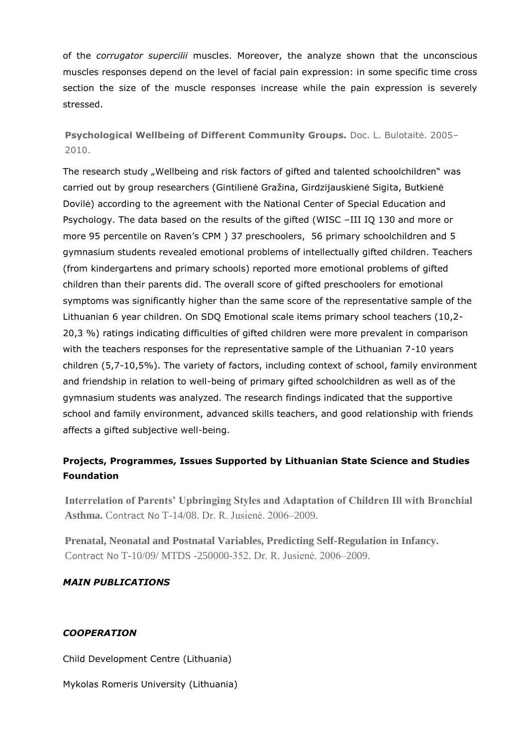of the *corrugator supercilii* muscles. Moreover, the analyze shown that the unconscious muscles responses depend on the level of facial pain expression: in some specific time cross section the size of the muscle responses increase while the pain expression is severely stressed.

**Psychological Wellbeing of Different Community Groups.** Doc. L. Bulotaitė. 2005–2010.

The research study „Wellbeing and risk factors of gifted and talented schoolchildren" was carried out by group researchers (Gintilienė Gražina, Girdzijauskienė Sigita, Butkienė Dovilė) according to the agreement with the National Center of Special Education and Psychology. The data based on the results of the gifted (WISC –III IQ 130 and more or more 95 percentile on Raven's CPM ) 37 preschoolers, 56 primary schoolchildren and 5 gymnasium students revealed emotional problems of intellectually gifted children. Teachers (from kindergartens and primary schools) reported more emotional problems of gifted children than their parents did. The overall score of gifted preschoolers for emotional symptoms was significantly higher than the same score of the representative sample of the Lithuanian 6 year children. On SDQ Emotional scale items primary school teachers (10,2-20,3 %) ratings indicating difficulties of gifted children were more prevalent in comparison with the teachers responses for the representative sample of the Lithuanian 7-10 years children (5,7-10,5%). The variety of factors, including context of school, family environment and friendship in relation to well-being of primary gifted schoolchildren as well as of the gymnasium students was analyzed. The research findings indicated that the supportive school and family environment, advanced skills teachers, and good relationship with friends affects a gifted subjective well-being.

### Projects, Programmes, Issues Supported by Lithuanian State Science and Studies Foundation

**Interrelation of Parents' Upbringing Styles and Adaptation of Children Ill with Bronchial Asthma.** Contract No T-14/08. Dr. R. Jusienė. 2006–2009.

**Prenatal, Neonatal and Postnatal Variables, Predicting Self-Regulation in Infancy.** Contract No T-10/09/ MTDS -250000-352. Dr. R. Jusienė. 2006–2009.

### *MAIN PUBLICATIONS*

### *COOPERATION*

Child Development Centre (Lithuania)

Mykolas Romeris University (Lithuania)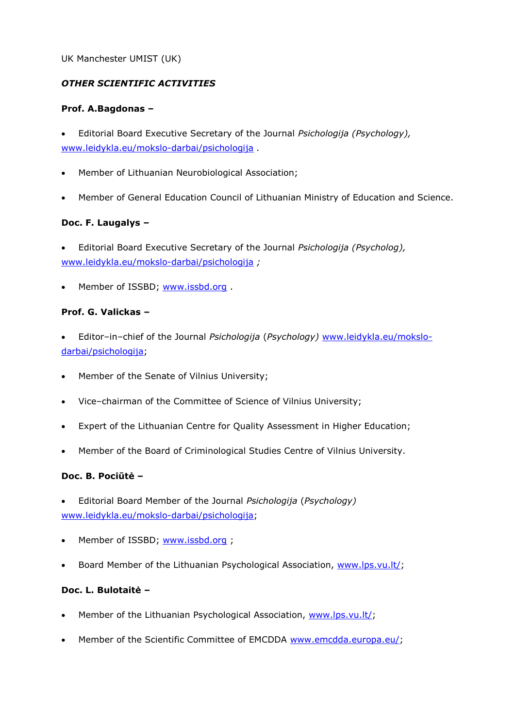UK Manchester UMIST (UK)

***OTHER SCIENTIFIC ACTIVITIES***

**Prof. A.Bagdonas –**

- Editorial Board Executive Secretary of the Journal *Psichologija (Psychology),* www.leidykla.eu/mokslo-darbai/psichologija .
- Member of Lithuanian Neurobiological Association;
- Member of General Education Council of Lithuanian Ministry of Education and Science.

**Doc. F. Laugalys –**

- Editorial Board Executive Secretary of the Journal *Psichologija (Psycholog),* www.leidykla.eu/mokslo-darbai/psichologija *;*
- Member of ISSBD; www.issbd.org .

**Prof. G. Valickas –**

- Editor–in–chief of the Journal *Psichologija* (*Psychology)* www.leidykla.eu/mokslo-darbai/psichologija;
- Member of the Senate of Vilnius University;
- Vice–chairman of the Committee of Science of Vilnius University;
- Expert of the Lithuanian Centre for Quality Assessment in Higher Education;
- Member of the Board of Criminological Studies Centre of Vilnius University.

**Doc. B. Pociūtė –**

- Editorial Board Member of the Journal *Psichologija* (*Psychology)* www.leidykla.eu/mokslo-darbai/psichologija;
- Member of ISSBD; www.issbd.org ;
- Board Member of the Lithuanian Psychological Association, www.lps.vu.lt/;

**Doc. L. Bulotaitė –**

- Member of the Lithuanian Psychological Association, www.lps.vu.lt/;
- Member of the Scientific Committee of EMCDDA www.emcdda.europa.eu/;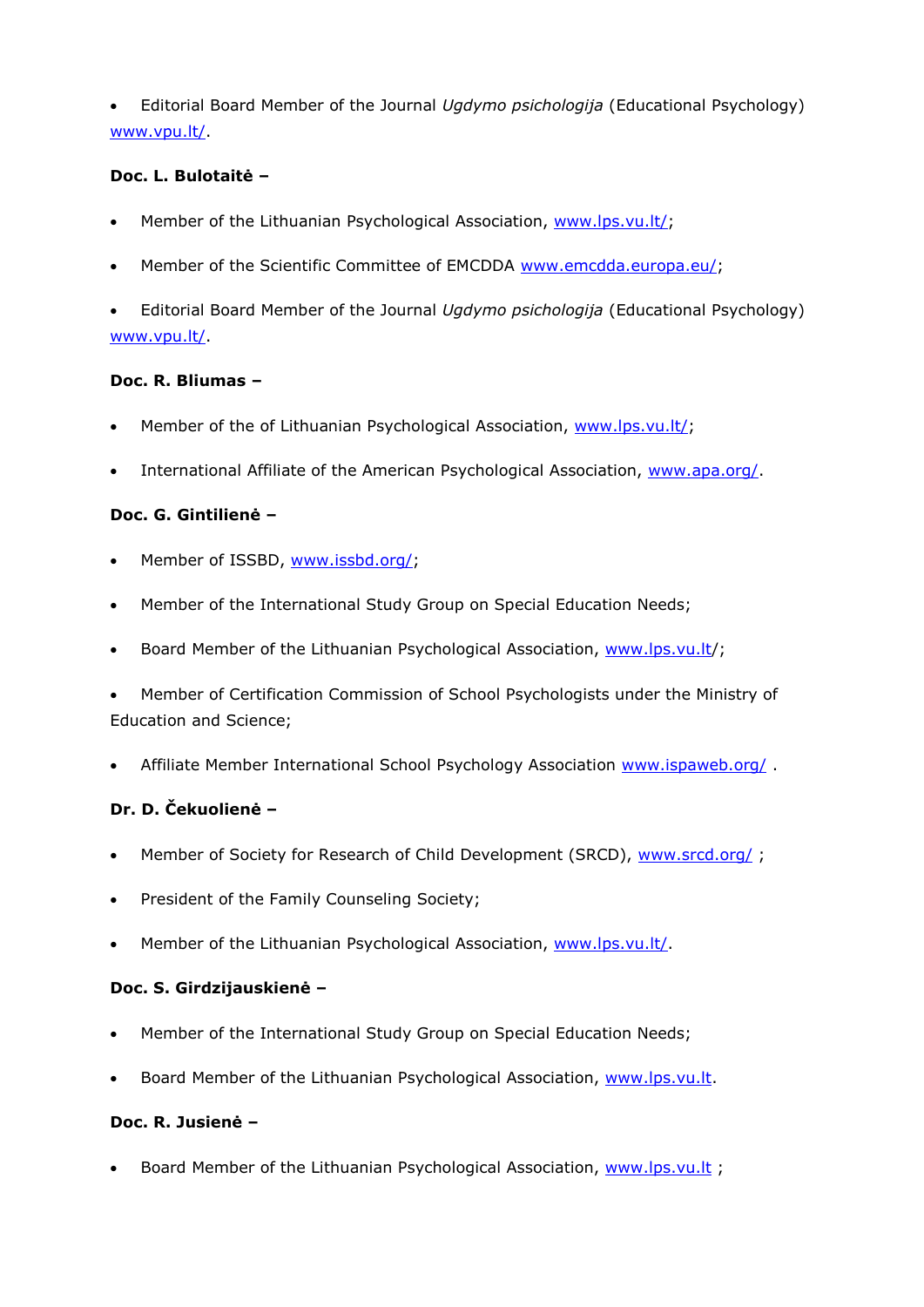- Editorial Board Member of the Journal *Ugdymo psichologija* (Educational Psychology) www.vpu.lt/.

**Doc. L. Bulotaitė –**

- Member of the Lithuanian Psychological Association, www.lps.vu.lt/;
- Member of the Scientific Committee of EMCDDA www.emcdda.europa.eu/;
- Editorial Board Member of the Journal *Ugdymo psichologija* (Educational Psychology) www.vpu.lt/.

**Doc. R. Bliumas –**

- Member of the of Lithuanian Psychological Association, www.lps.vu.lt/;
- International Affiliate of the American Psychological Association, www.apa.org/.

**Doc. G. Gintilienė –**

- Member of ISSBD, www.issbd.org/;
- Member of the International Study Group on Special Education Needs;
- Board Member of the Lithuanian Psychological Association, www.lps.vu.lt/;
- Member of Certification Commission of School Psychologists under the Ministry of Education and Science;
- Affiliate Member International School Psychology Association www.ispaweb.org/ .

**Dr. D. Čekuolienė –**

- Member of Society for Research of Child Development (SRCD), www.srcd.org/ ;
- President of the Family Counseling Society;
- Member of the Lithuanian Psychological Association, www.lps.vu.lt/.

**Doc. S. Girdzijauskienė –**

- Member of the International Study Group on Special Education Needs;
- Board Member of the Lithuanian Psychological Association, www.lps.vu.lt.

**Doc. R. Jusienė –**

- Board Member of the Lithuanian Psychological Association, www.lps.vu.lt ;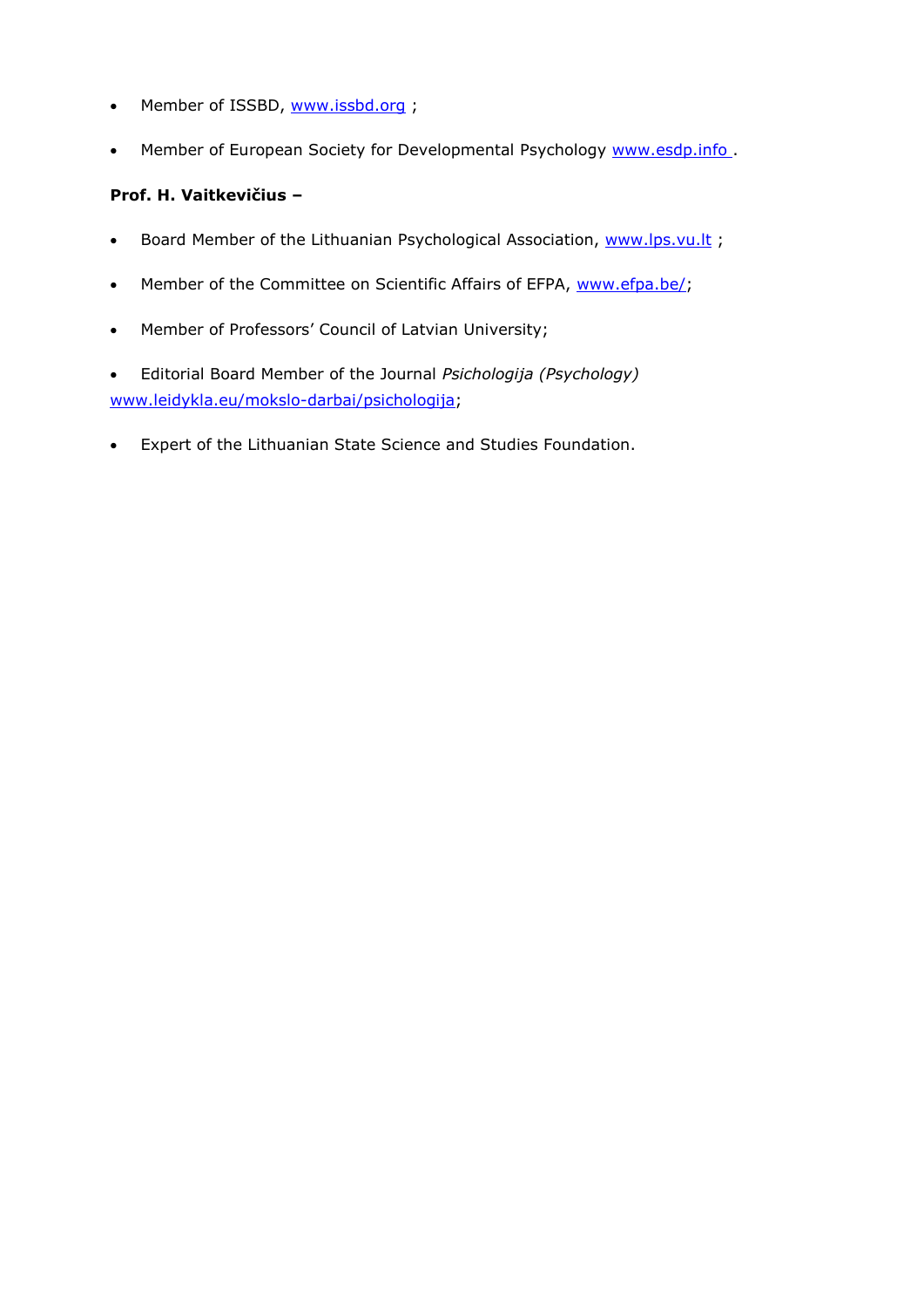- Member of ISSBD, www.issbd.org ;
- Member of European Society for Developmental Psychology www.esdp.info .

**Prof. H. Vaitkevičius –**

- Board Member of the Lithuanian Psychological Association, www.lps.vu.lt ;
- Member of the Committee on Scientific Affairs of EFPA, www.efpa.be/;
- Member of Professors' Council of Latvian University;
- Editorial Board Member of the Journal *Psichologija (Psychology)* www.leidykla.eu/mokslo-darbai/psichologija;
- Expert of the Lithuanian State Science and Studies Foundation.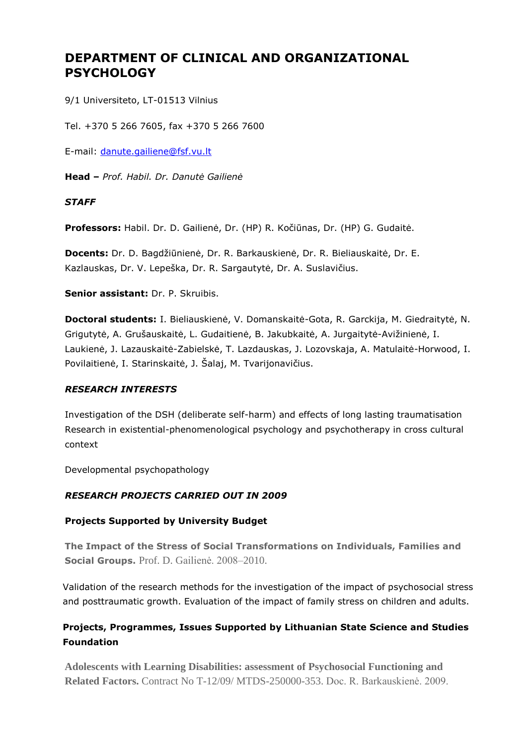# DEPARTMENT OF CLINICAL AND ORGANIZATIONAL PSYCHOLOGY

9/1 Universiteto, LT-01513 Vilnius

Tel. +370 5 266 7605, fax +370 5 266 7600

E-mail: danute.gailiene@fsf.vu.lt

**Head –** *Prof. Habil. Dr. Danutė Gailienė*

***STAFF***

**Professors:** Habil. Dr. D. Gailienė, Dr. (HP) R. Kočiūnas, Dr. (HP) G. Gudaitė.

**Docents:** Dr. D. Bagdžiūnienė, Dr. R. Barkauskienė, Dr. R. Bieliauskaitė, Dr. E. Kazlauskas, Dr. V. Lepeška, Dr. R. Sargautytė, Dr. A. Suslavičius.

**Senior assistant:** Dr. P. Skruibis.

**Doctoral students:** I. Bieliauskienė, V. Domanskaitė-Gota, R. Garckija, M. Giedraitytė, N. Grigutytė, A. Grušauskaitė, L. Gudaitienė, B. Jakubkaitė, A. Jurgaitytė-Avižinienė, I. Laukienė, J. Lazauskaitė-Zabielskė, T. Lazdauskas, J. Lozovskaja, A. Matulaitė-Horwood, I. Povilaitienė, I. Starinskaitė, J. Šalaj, M. Tvarijonavičius.

***RESEARCH INTERESTS***

Investigation of the DSH (deliberate self-harm) and effects of long lasting traumatisation Research in existential-phenomenological psychology and psychotherapy in cross cultural context

Developmental psychopathology

***RESEARCH PROJECTS CARRIED OUT IN 2009***

**Projects Supported by University Budget**

**The Impact of the Stress of Social Transformations on Individuals, Families and Social Groups.** Prof. D. Gailienė. 2008–2010.

Validation of the research methods for the investigation of the impact of psychosocial stress and posttraumatic growth. Evaluation of the impact of family stress on children and adults.

**Projects, Programmes, Issues Supported by Lithuanian State Science and Studies Foundation**

**Adolescents with Learning Disabilities: assessment of Psychosocial Functioning and Related Factors.** Contract No T-12/09/ MTDS-250000-353. Doc. R. Barkauskienė. 2009.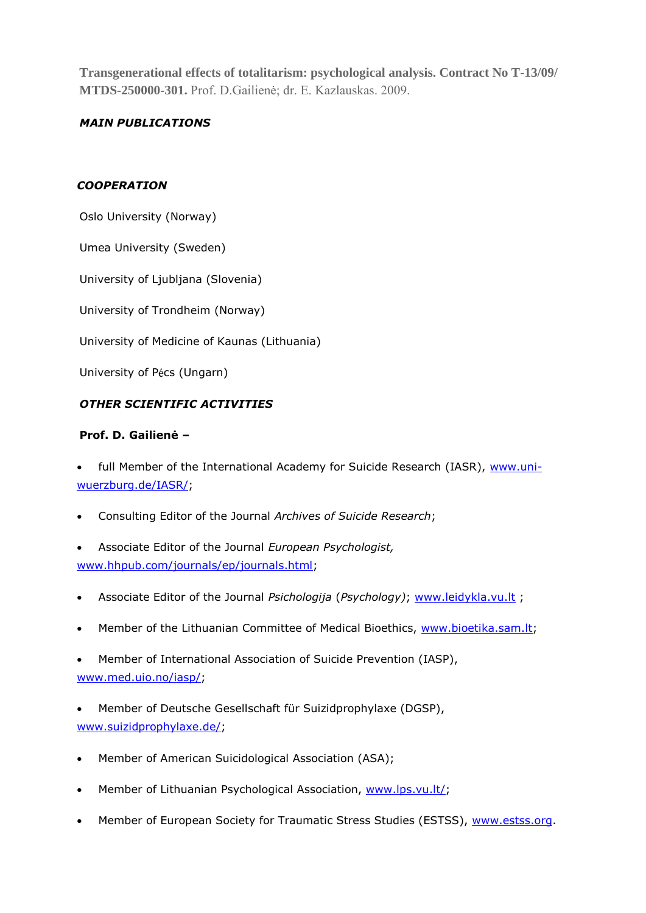**Transgenerational effects of totalitarism: psychological analysis. Contract No T-13/09/ MTDS-250000-301.** Prof. D.Gailienė; dr. E. Kazlauskas. 2009.

***MAIN PUBLICATIONS***

***COOPERATION***

Oslo University (Norway)

Umea University (Sweden)

University of Ljubljana (Slovenia)

University of Trondheim (Norway)

University of Medicine of Kaunas (Lithuania)

University of Pécs (Ungarn)

***OTHER SCIENTIFIC ACTIVITIES***

**Prof. D. Gailienė –**

- full Member of the International Academy for Suicide Research (IASR), www.uni-wuerzburg.de/IASR/;
- Consulting Editor of the Journal *Archives of Suicide Research*;
- Associate Editor of the Journal *European Psychologist,* www.hhpub.com/journals/ep/journals.html;
- Associate Editor of the Journal *Psichologija* (*Psychology)*; www.leidykla.vu.lt ;
- Member of the Lithuanian Committee of Medical Bioethics, www.bioetika.sam.lt;
- Member of International Association of Suicide Prevention (IASP), www.med.uio.no/iasp/;
- Member of Deutsche Gesellschaft für Suizidprophylaxe (DGSP), www.suizidprophylaxe.de/;
- Member of American Suicidological Association (ASA);
- Member of Lithuanian Psychological Association, www.lps.vu.lt/;
- Member of European Society for Traumatic Stress Studies (ESTSS), www.estss.org.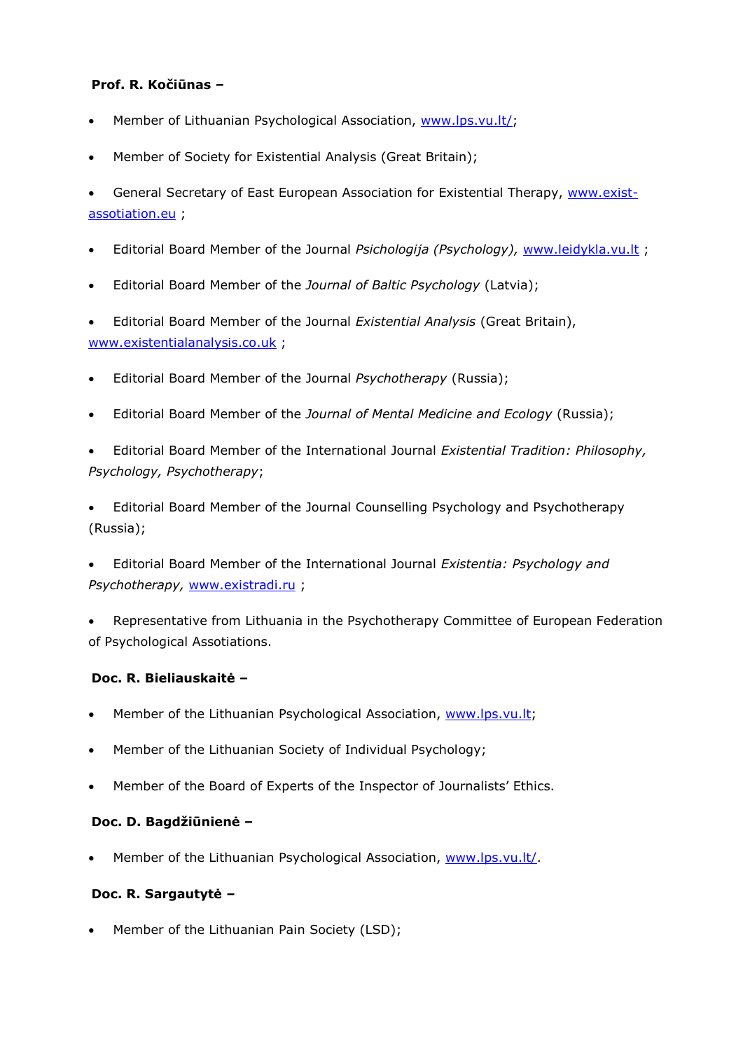**Prof. R. Kočiūnas –**

- Member of Lithuanian Psychological Association, www.lps.vu.lt/;
- Member of Society for Existential Analysis (Great Britain);
- General Secretary of East European Association for Existential Therapy, www.exist-assotiation.eu ;
- Editorial Board Member of the Journal *Psichologija (Psychology),* www.leidykla.vu.lt ;
- Editorial Board Member of the *Journal of Baltic Psychology* (Latvia);
- Editorial Board Member of the Journal *Existential Analysis* (Great Britain), www.existentialanalysis.co.uk ;
- Editorial Board Member of the Journal *Psychotherapy* (Russia);
- Editorial Board Member of the *Journal of Mental Medicine and Ecology* (Russia);
- Editorial Board Member of the International Journal *Existential Tradition: Philosophy, Psychology, Psychotherapy*;
- Editorial Board Member of the Journal Counselling Psychology and Psychotherapy (Russia);
- Editorial Board Member of the International Journal *Existentia: Psychology and Psychotherapy,* www.existradi.ru ;
- Representative from Lithuania in the Psychotherapy Committee of European Federation of Psychological Assotiations.

**Doc. R. Bieliauskaitė –**

- Member of the Lithuanian Psychological Association, www.lps.vu.lt;
- Member of the Lithuanian Society of Individual Psychology;
- Member of the Board of Experts of the Inspector of Journalists' Ethics.

**Doc. D. Bagdžiūnienė –**

- Member of the Lithuanian Psychological Association, www.lps.vu.lt/.

**Doc. R. Sargautytė –**

- Member of the Lithuanian Pain Society (LSD);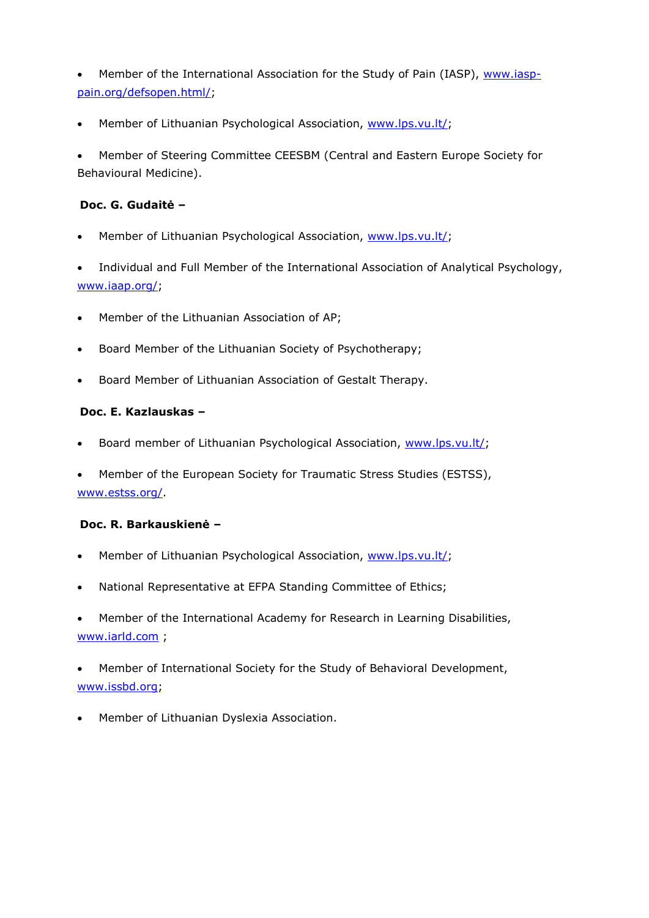- Member of the International Association for the Study of Pain (IASP), www.iasp-pain.org/defsopen.html/;

- Member of Lithuanian Psychological Association, www.lps.vu.lt/;

- Member of Steering Committee CEESBM (Central and Eastern Europe Society for Behavioural Medicine).

**Doc. G. Gudaitė –**

- Member of Lithuanian Psychological Association, www.lps.vu.lt/;

- Individual and Full Member of the International Association of Analytical Psychology, www.iaap.org/;

- Member of the Lithuanian Association of AP;

- Board Member of the Lithuanian Society of Psychotherapy;

- Board Member of Lithuanian Association of Gestalt Therapy.

**Doc. E. Kazlauskas –**

- Board member of Lithuanian Psychological Association, www.lps.vu.lt/;

- Member of the European Society for Traumatic Stress Studies (ESTSS), www.estss.org/.

**Doc. R. Barkauskienė –**

- Member of Lithuanian Psychological Association, www.lps.vu.lt/;

- National Representative at EFPA Standing Committee of Ethics;

- Member of the International Academy for Research in Learning Disabilities, www.iarld.com ;

- Member of International Society for the Study of Behavioral Development, www.issbd.org;

- Member of Lithuanian Dyslexia Association.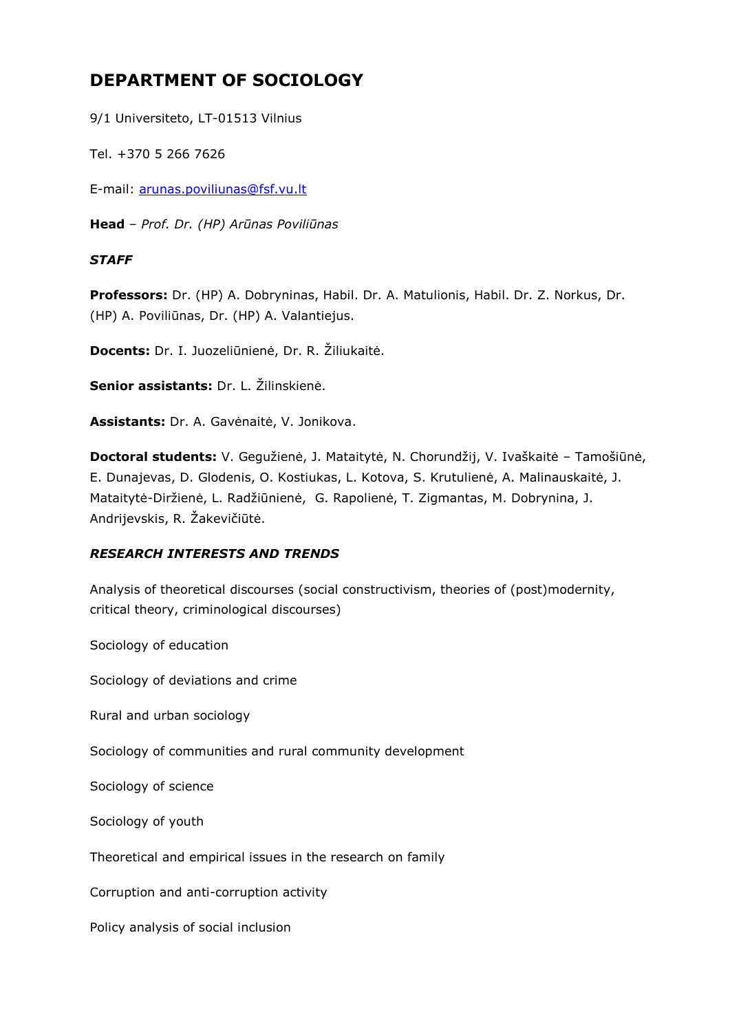## DEPARTMENT OF SOCIOLOGY

9/1 Universiteto, LT-01513 Vilnius

Tel. +370 5 266 7626

E-mail: arunas.poviliunas@fsf.vu.lt

**Head** – *Prof. Dr. (HP) Arūnas Poviliūnas*

***STAFF***

**Professors:** Dr. (HP) A. Dobryninas, Habil. Dr. A. Matulionis, Habil. Dr. Z. Norkus, Dr. (HP) A. Poviliūnas, Dr. (HP) A. Valantiejus.

**Docents:** Dr. I. Juozeliūnienė, Dr. R. Žiliukaitė.

**Senior assistants:** Dr. L. Žilinskienė.

**Assistants:** Dr. A. Gavėnaitė, V. Jonikova.

**Doctoral students:** V. Gegužienė, J. Mataitytė, N. Chorundžij, V. Ivaškaitė – Tamošiūnė, E. Dunajevas, D. Glodenis, O. Kostiukas, L. Kotova, S. Krutulienė, A. Malinauskaitė, J. Mataitytė-Diržienė, L. Radžiūnienė, G. Rapolienė, T. Zigmantas, M. Dobrynina, J. Andrijevskis, R. Žakevičiūtė.

***RESEARCH INTERESTS AND TRENDS***

Analysis of theoretical discourses (social constructivism, theories of (post)modernity, critical theory, criminological discourses)

Sociology of education

Sociology of deviations and crime

Rural and urban sociology

Sociology of communities and rural community development

Sociology of science

Sociology of youth

Theoretical and empirical issues in the research on family

Corruption and anti-corruption activity

Policy analysis of social inclusion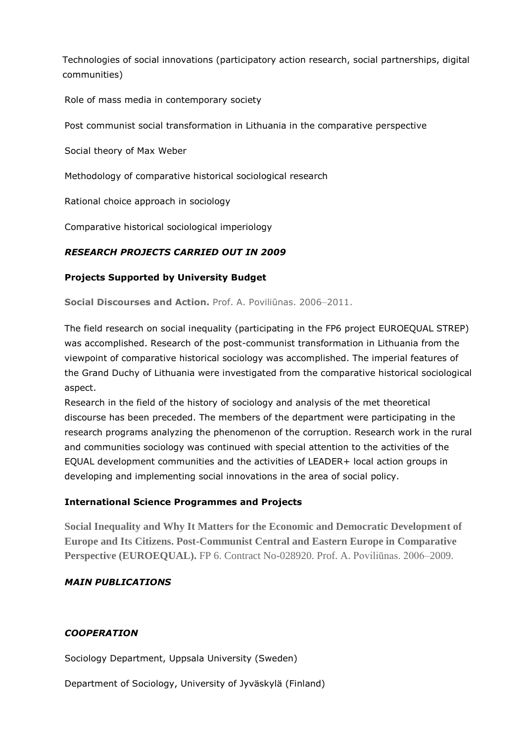Technologies of social innovations (participatory action research, social partnerships, digital communities)

Role of mass media in contemporary society

Post communist social transformation in Lithuania in the comparative perspective

Social theory of Max Weber

Methodology of comparative historical sociological research

Rational choice approach in sociology

Comparative historical sociological imperiology

***RESEARCH PROJECTS CARRIED OUT IN 2009***

**Projects Supported by University Budget**

**Social Discourses and Action.** Prof. A. Poviliūnas. 2006–2011.

The field research on social inequality (participating in the FP6 project EUROEQUAL STREP) was accomplished. Research of the post-communist transformation in Lithuania from the viewpoint of comparative historical sociology was accomplished. The imperial features of the Grand Duchy of Lithuania were investigated from the comparative historical sociological aspect.
Research in the field of the history of sociology and analysis of the met theoretical discourse has been preceded. The members of the department were participating in the research programs analyzing the phenomenon of the corruption. Research work in the rural and communities sociology was continued with special attention to the activities of the EQUAL development communities and the activities of LEADER+ local action groups in developing and implementing social innovations in the area of social policy.

**International Science Programmes and Projects**

**Social Inequality and Why It Matters for the Economic and Democratic Development of Europe and Its Citizens. Post-Communist Central and Eastern Europe in Comparative Perspective (EUROEQUAL).** FP 6. Contract No-028920. Prof. A. Poviliūnas. 2006–2009.

***MAIN PUBLICATIONS***

***COOPERATION***

Sociology Department, Uppsala University (Sweden)

Department of Sociology, University of Jyväskylä (Finland)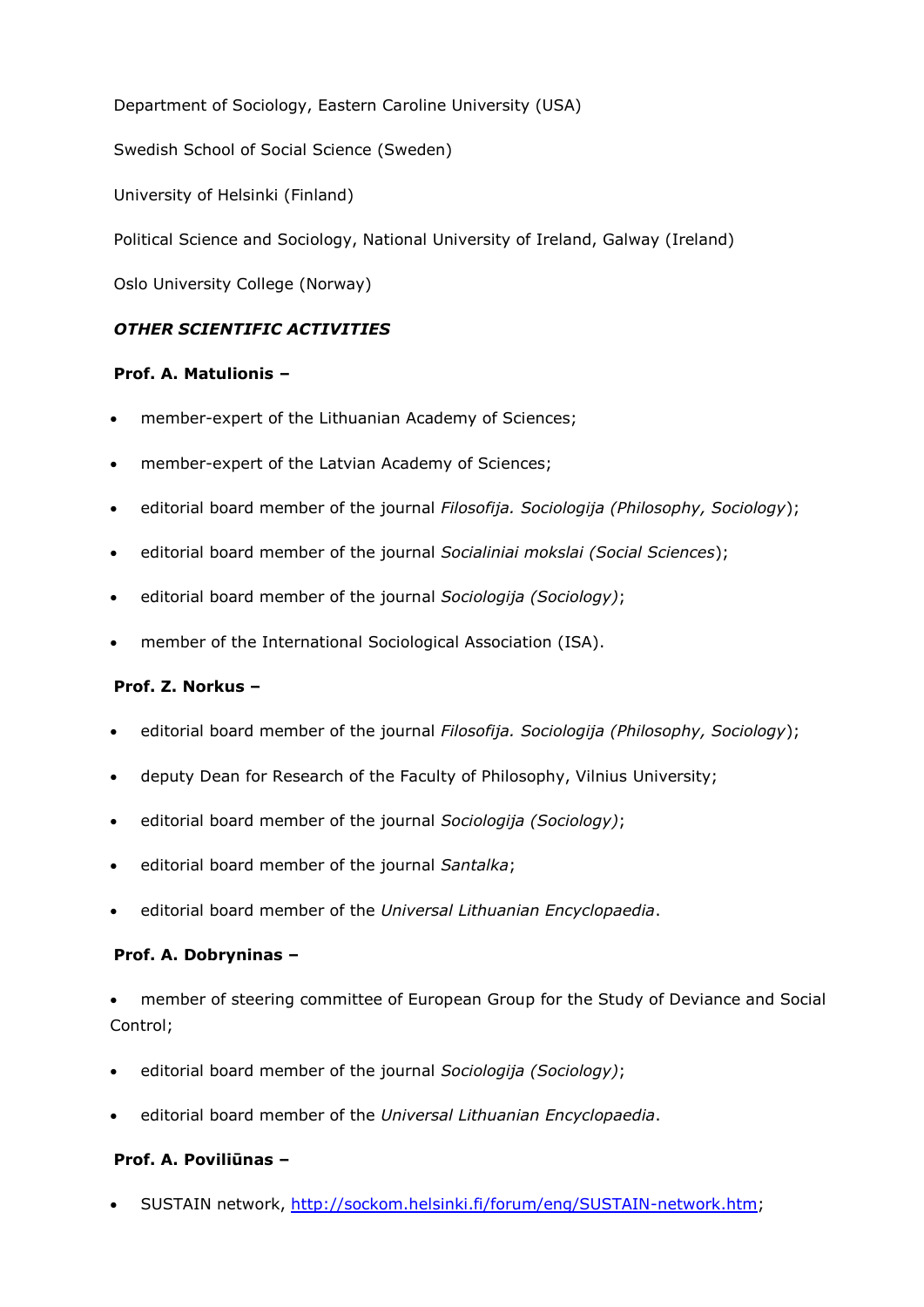Department of Sociology, Eastern Caroline University (USA)

Swedish School of Social Science (Sweden)

University of Helsinki (Finland)

Political Science and Sociology, National University of Ireland, Galway (Ireland)

Oslo University College (Norway)

***OTHER SCIENTIFIC ACTIVITIES***

**Prof. A. Matulionis –**

- member-expert of the Lithuanian Academy of Sciences;
- member-expert of the Latvian Academy of Sciences;
- editorial board member of the journal *Filosofija. Sociologija (Philosophy, Sociology*);
- editorial board member of the journal *Socialiniai mokslai (Social Sciences*);
- editorial board member of the journal *Sociologija (Sociology)*;
- member of the International Sociological Association (ISA).

**Prof. Z. Norkus –**

- editorial board member of the journal *Filosofija. Sociologija (Philosophy, Sociology*);
- deputy Dean for Research of the Faculty of Philosophy, Vilnius University;
- editorial board member of the journal *Sociologija (Sociology)*;
- editorial board member of the journal *Santalka*;
- editorial board member of the *Universal Lithuanian Encyclopaedia*.

**Prof. A. Dobryninas –**

- member of steering committee of European Group for the Study of Deviance and Social Control;
- editorial board member of the journal *Sociologija (Sociology)*;
- editorial board member of the *Universal Lithuanian Encyclopaedia*.

**Prof. A. Poviliūnas –**

- SUSTAIN network, http://sockom.helsinki.fi/forum/eng/SUSTAIN-network.htm;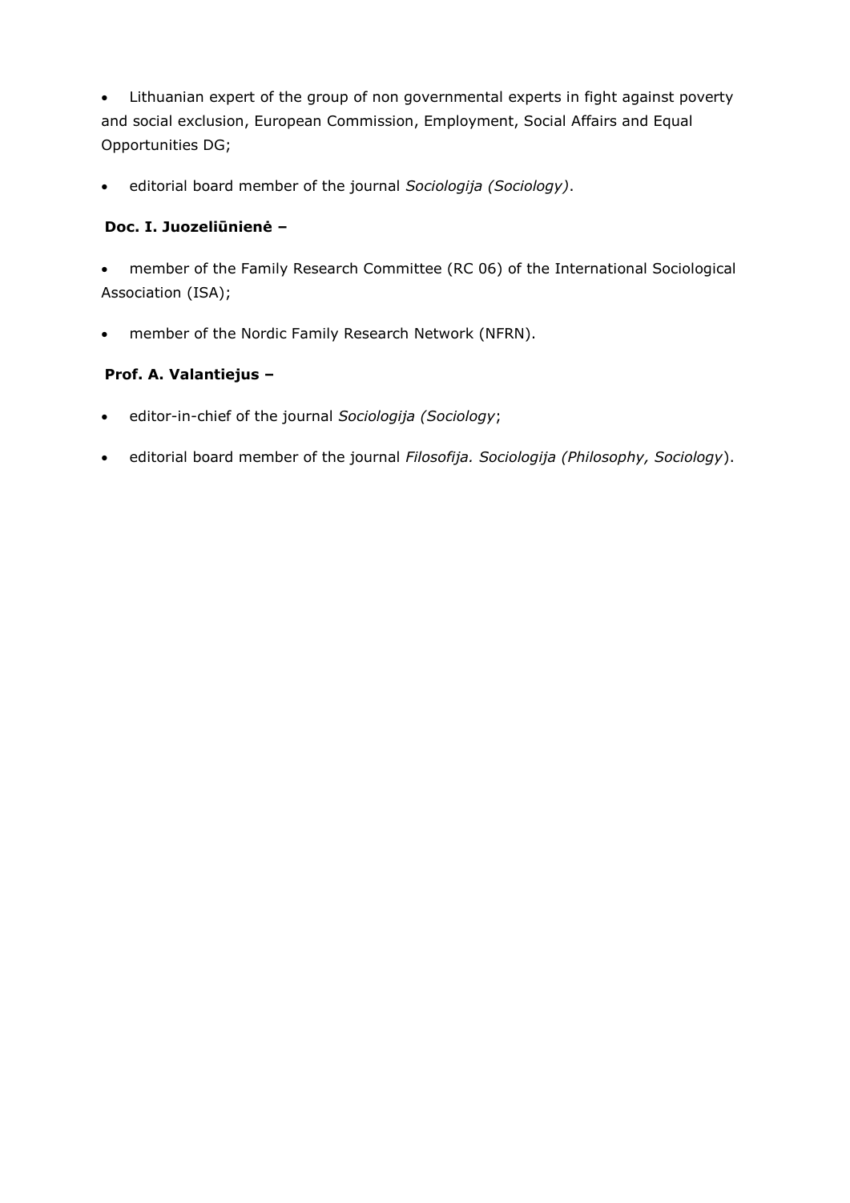- Lithuanian expert of the group of non governmental experts in fight against poverty and social exclusion, European Commission, Employment, Social Affairs and Equal Opportunities DG;
- editorial board member of the journal *Sociologija (Sociology)*.

**Doc. I. Juozeliūnienė –**

- member of the Family Research Committee (RC 06) of the International Sociological Association (ISA);
- member of the Nordic Family Research Network (NFRN).

**Prof. A. Valantiejus –**

- editor-in-chief of the journal *Sociologija (Sociology*;
- editorial board member of the journal *Filosofija. Sociologija (Philosophy, Sociology*).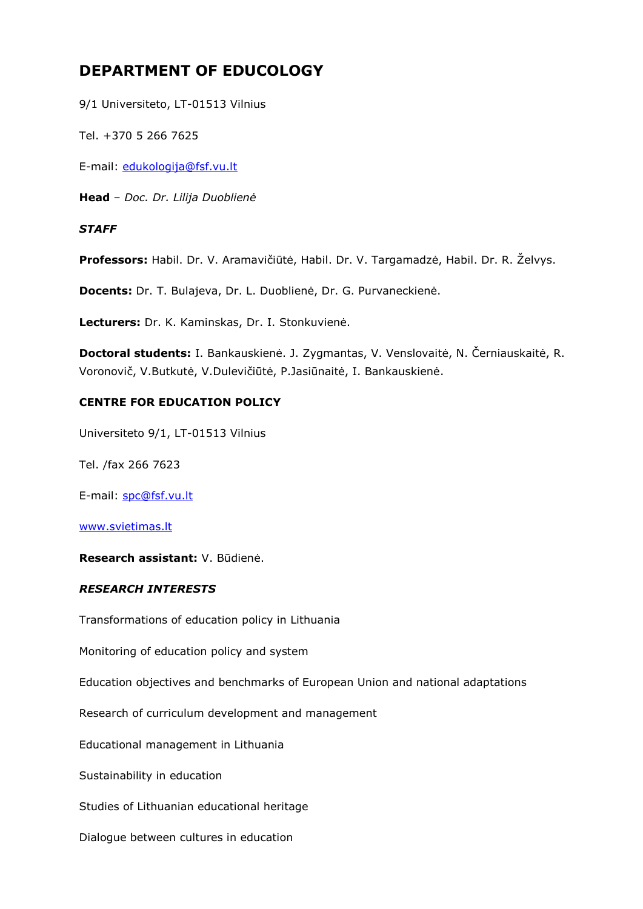# DEPARTMENT OF EDUCOLOGY

9/1 Universiteto, LT-01513 Vilnius

Tel. +370 5 266 7625

E-mail: edukologija@fsf.vu.lt

**Head** – *Doc. Dr. Lilija Duobliené*

***STAFF***

**Professors:** Habil. Dr. V. Aramavičiūtė, Habil. Dr. V. Targamadzė, Habil. Dr. R. Želvys.

**Docents:** Dr. T. Bulajeva, Dr. L. Duoblienė, Dr. G. Purvaneckienė.

**Lecturers:** Dr. K. Kaminskas, Dr. I. Stonkuvienė.

**Doctoral students:** I. Bankauskienė. J. Zygmantas, V. Venslovaitė, N. Černiauskaitė, R. Voronovič, V.Butkutė, V.Dulevičiūtė, P.Jasiūnaitė, I. Bankauskienė.

**CENTRE FOR EDUCATION POLICY**

Universiteto 9/1, LT-01513 Vilnius

Tel. /fax 266 7623

E-mail: spc@fsf.vu.lt

www.svietimas.lt

**Research assistant:** V. Būdienė.

***RESEARCH INTERESTS***

Transformations of education policy in Lithuania

Monitoring of education policy and system

Education objectives and benchmarks of European Union and national adaptations

Research of curriculum development and management

Educational management in Lithuania

Sustainability in education

Studies of Lithuanian educational heritage

Dialogue between cultures in education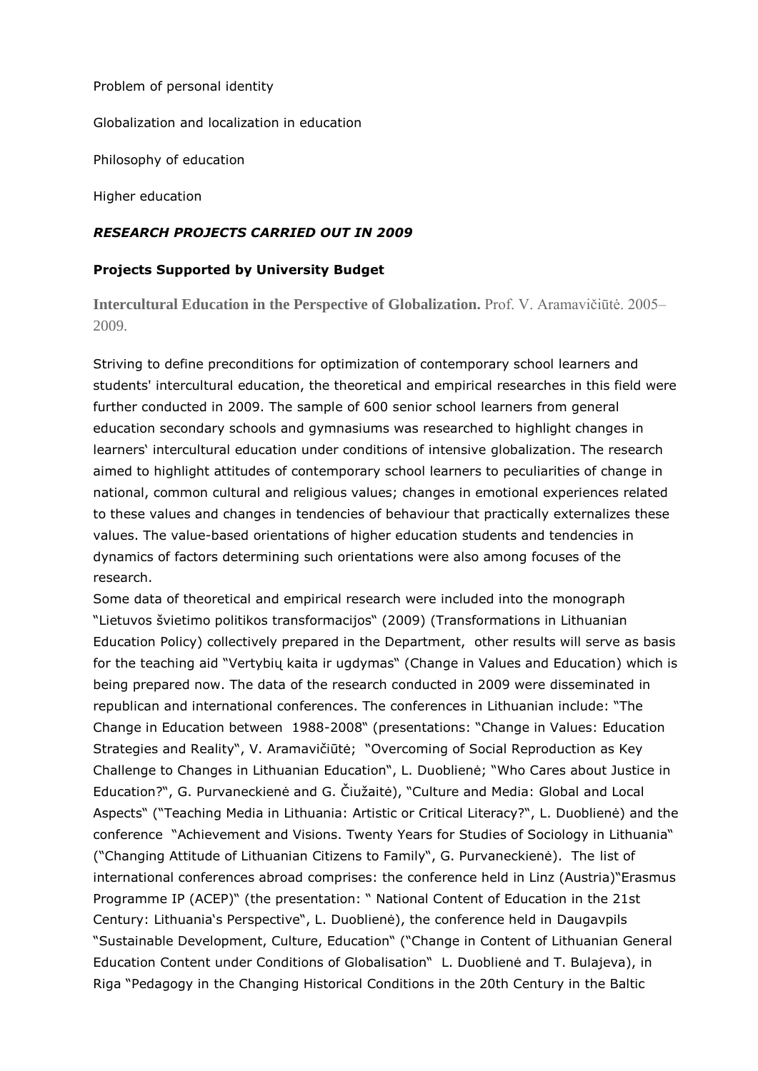Problem of personal identity

Globalization and localization in education

Philosophy of education

Higher education

***RESEARCH PROJECTS CARRIED OUT IN 2009***

**Projects Supported by University Budget**

**Intercultural Education in the Perspective of Globalization.** Prof. V. Aramavičiūtė. 2005–2009.

Striving to define preconditions for optimization of contemporary school learners and students' intercultural education, the theoretical and empirical researches in this field were further conducted in 2009. The sample of 600 senior school learners from general education secondary schools and gymnasiums was researched to highlight changes in learners' intercultural education under conditions of intensive globalization. The research aimed to highlight attitudes of contemporary school learners to peculiarities of change in national, common cultural and religious values; changes in emotional experiences related to these values and changes in tendencies of behaviour that practically externalizes these values. The value-based orientations of higher education students and tendencies in dynamics of factors determining such orientations were also among focuses of the research.
Some data of theoretical and empirical research were included into the monograph "Lietuvos švietimo politikos transformacijos" (2009) (Transformations in Lithuanian Education Policy) collectively prepared in the Department, other results will serve as basis for the teaching aid "Vertybių kaita ir ugdymas" (Change in Values and Education) which is being prepared now. The data of the research conducted in 2009 were disseminated in republican and international conferences. The conferences in Lithuanian include: "The Change in Education between 1988-2008" (presentations: "Change in Values: Education Strategies and Reality", V. Aramavičiūtė; "Overcoming of Social Reproduction as Key Challenge to Changes in Lithuanian Education", L. Duoblienė; "Who Cares about Justice in Education?", G. Purvaneckienė and G. Čiužaitė), "Culture and Media: Global and Local Aspects" ("Teaching Media in Lithuania: Artistic or Critical Literacy?", L. Duoblienė) and the conference "Achievement and Visions. Twenty Years for Studies of Sociology in Lithuania" ("Changing Attitude of Lithuanian Citizens to Family", G. Purvaneckienė). The list of international conferences abroad comprises: the conference held in Linz (Austria)"Erasmus Programme IP (ACEP)" (the presentation: " National Content of Education in the 21st Century: Lithuania's Perspective", L. Duoblienė), the conference held in Daugavpils "Sustainable Development, Culture, Education" ("Change in Content of Lithuanian General Education Content under Conditions of Globalisation" L. Duoblienė and T. Bulajeva), in Riga "Pedagogy in the Changing Historical Conditions in the 20th Century in the Baltic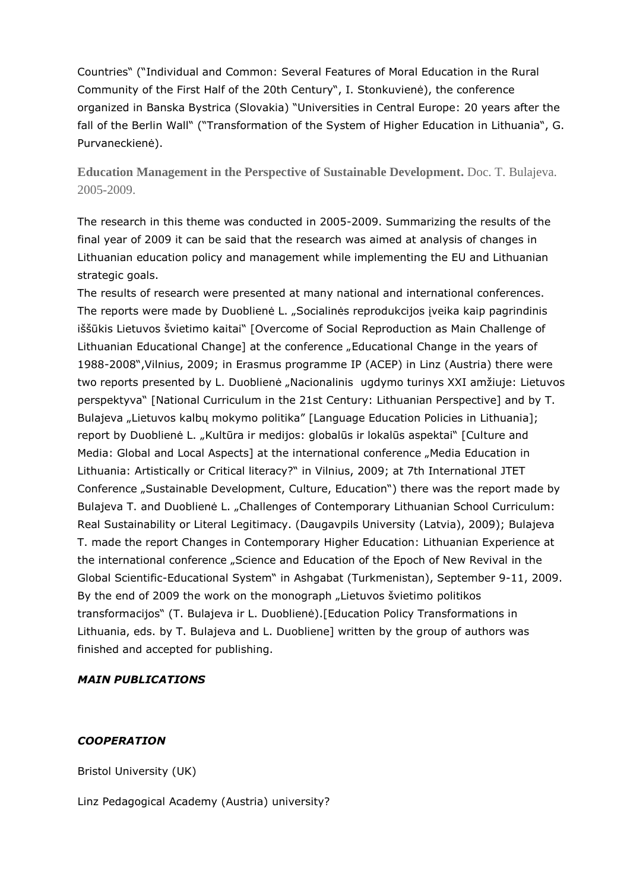Countries" ("Individual and Common: Several Features of Moral Education in the Rural Community of the First Half of the 20th Century", I. Stonkuvienė), the conference organized in Banska Bystrica (Slovakia) "Universities in Central Europe: 20 years after the fall of the Berlin Wall" ("Transformation of the System of Higher Education in Lithuania", G. Purvaneckienė).

**Education Management in the Perspective of Sustainable Development.** Doc. T. Bulajeva. 2005-2009.

The research in this theme was conducted in 2005-2009. Summarizing the results of the final year of 2009 it can be said that the research was aimed at analysis of changes in Lithuanian education policy and management while implementing the EU and Lithuanian strategic goals.

The results of research were presented at many national and international conferences. The reports were made by Duoblienė L. „Socialinės reprodukcijos įveika kaip pagrindinis iššūkis Lietuvos švietimo kaitai" [Overcome of Social Reproduction as Main Challenge of Lithuanian Educational Change] at the conference „Educational Change in the years of 1988-2008",Vilnius, 2009; in Erasmus programme IP (ACEP) in Linz (Austria) there were two reports presented by L. Duoblienė „Nacionalinis ugdymo turinys XXI amžiuje: Lietuvos perspektyva" [National Curriculum in the 21st Century: Lithuanian Perspective] and by T. Bulajeva „Lietuvos kalbų mokymo politika" [Language Education Policies in Lithuania]; report by Duoblienė L. „Kultūra ir medijos: globalūs ir lokalūs aspektai" [Culture and Media: Global and Local Aspects] at the international conference „Media Education in Lithuania: Artistically or Critical literacy?" in Vilnius, 2009; at 7th International JTET Conference „Sustainable Development, Culture, Education") there was the report made by Bulajeva T. and Duoblienė L. „Challenges of Contemporary Lithuanian School Curriculum: Real Sustainability or Literal Legitimacy. (Daugavpils University (Latvia), 2009); Bulajeva T. made the report Changes in Contemporary Higher Education: Lithuanian Experience at the international conference „Science and Education of the Epoch of New Revival in the Global Scientific-Educational System" in Ashgabat (Turkmenistan), September 9-11, 2009. By the end of 2009 the work on the monograph „Lietuvos švietimo politikos transformacijos" (T. Bulajeva ir L. Duoblienė).[Education Policy Transformations in Lithuania, eds. by T. Bulajeva and L. Duobliene] written by the group of authors was finished and accepted for publishing.

***MAIN PUBLICATIONS***

***COOPERATION***

Bristol University (UK)

Linz Pedagogical Academy (Austria) university?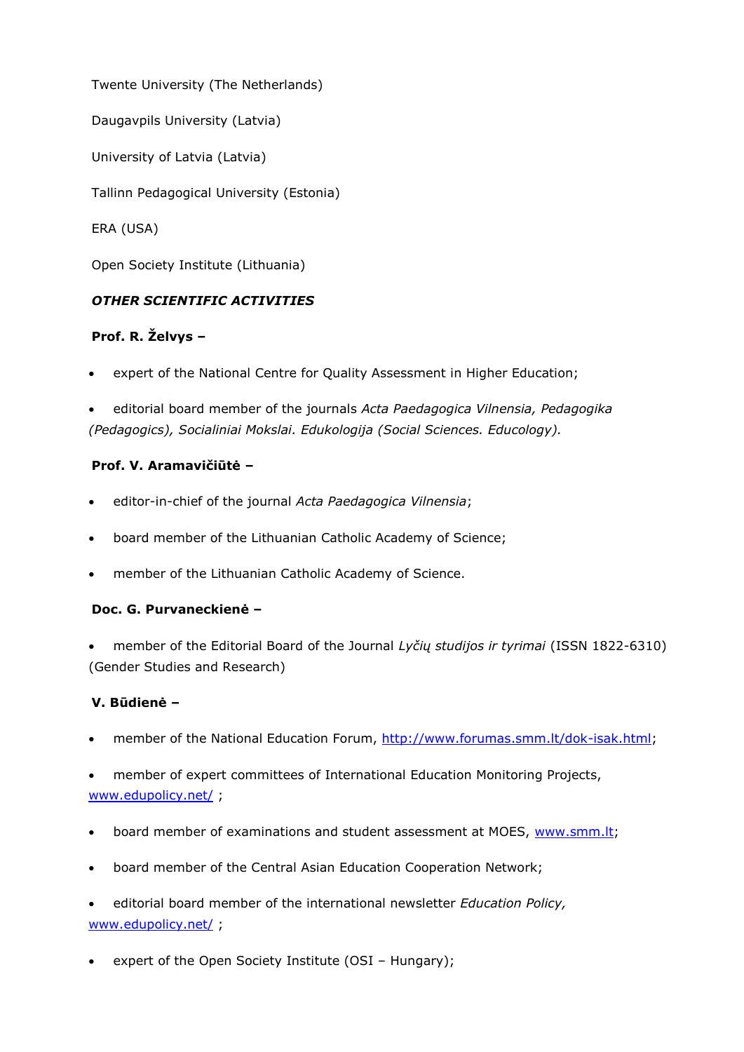Twente University (The Netherlands)

Daugavpils University (Latvia)

University of Latvia (Latvia)

Tallinn Pedagogical University (Estonia)

ERA (USA)

Open Society Institute (Lithuania)

***OTHER SCIENTIFIC ACTIVITIES***

**Prof. R. Želvys –**

- expert of the National Centre for Quality Assessment in Higher Education;
- editorial board member of the journals *Acta Paedagogica Vilnensia, Pedagogika (Pedagogics), Socialiniai Mokslai. Edukologija (Social Sciences. Educology).*

**Prof. V. Aramavičiūtė –**

- editor-in-chief of the journal *Acta Paedagogica Vilnensia*;
- board member of the Lithuanian Catholic Academy of Science;
- member of the Lithuanian Catholic Academy of Science.

**Doc. G. Purvaneckienė –**

- member of the Editorial Board of the Journal *Lyčių studijos ir tyrimai* (ISSN 1822-6310) (Gender Studies and Research)

**V. Būdienė –**

- member of the National Education Forum, http://www.forumas.smm.lt/dok-isak.html;
- member of expert committees of International Education Monitoring Projects, www.edupolicy.net/ ;
- board member of examinations and student assessment at MOES, www.smm.lt;
- board member of the Central Asian Education Cooperation Network;
- editorial board member of the international newsletter *Education Policy,* www.edupolicy.net/ ;
- expert of the Open Society Institute (OSI – Hungary);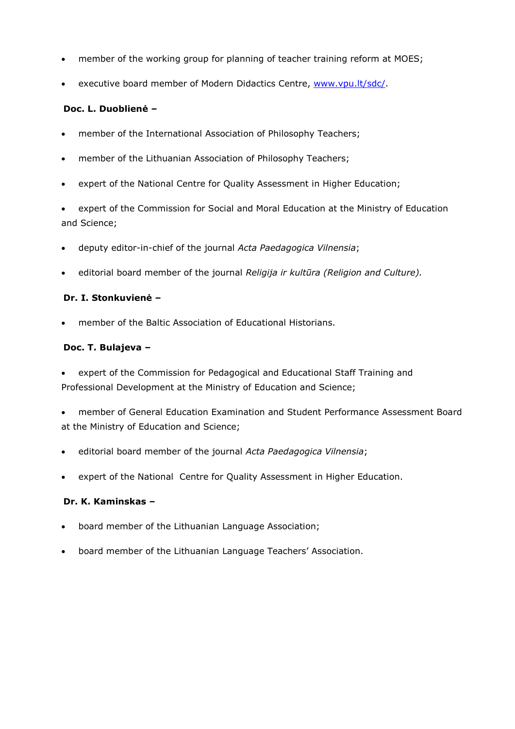- member of the working group for planning of teacher training reform at MOES;
- executive board member of Modern Didactics Centre, [www.vpu.lt/sdc/](www.vpu.lt/sdc/).

**Doc. L. Duoblienė –**

- member of the International Association of Philosophy Teachers;
- member of the Lithuanian Association of Philosophy Teachers;
- expert of the National Centre for Quality Assessment in Higher Education;
- expert of the Commission for Social and Moral Education at the Ministry of Education and Science;
- deputy editor-in-chief of the journal *Acta Paedagogica Vilnensia*;
- editorial board member of the journal *Religija ir kultūra (Religion and Culture).*

**Dr. I. Stonkuvienė –**

- member of the Baltic Association of Educational Historians.

**Doc. T. Bulajeva –**

- expert of the Commission for Pedagogical and Educational Staff Training and Professional Development at the Ministry of Education and Science;
- member of General Education Examination and Student Performance Assessment Board at the Ministry of Education and Science;
- editorial board member of the journal *Acta Paedagogica Vilnensia*;
- expert of the National Centre for Quality Assessment in Higher Education.

**Dr. K. Kaminskas –**

- board member of the Lithuanian Language Association;
- board member of the Lithuanian Language Teachers' Association.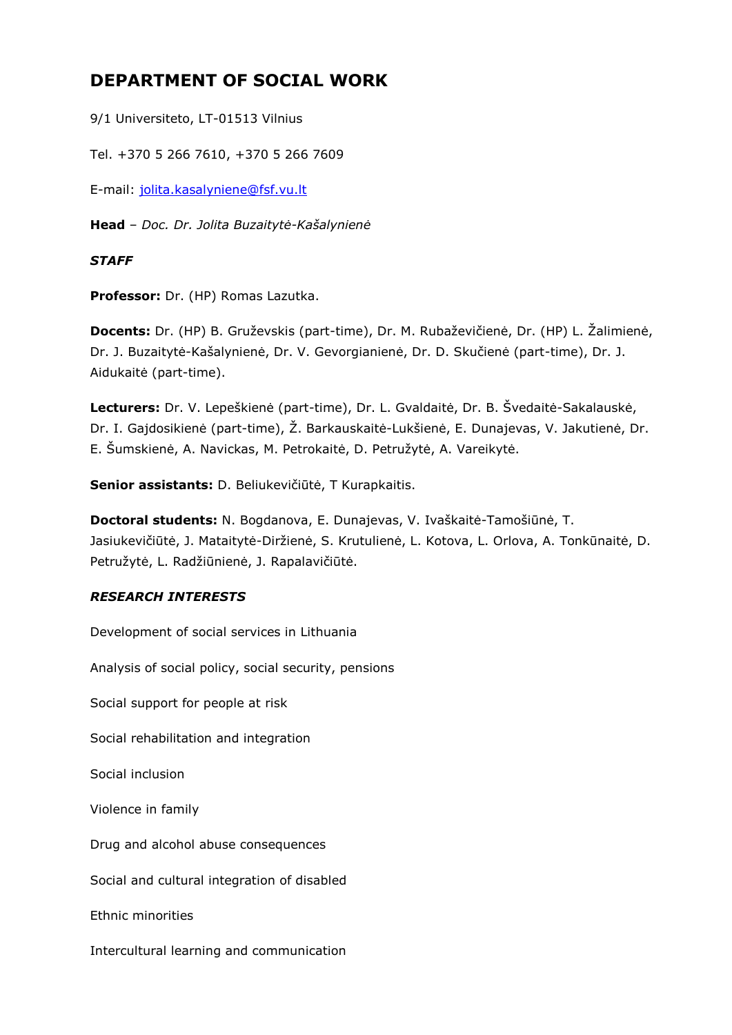# DEPARTMENT OF SOCIAL WORK

9/1 Universiteto, LT-01513 Vilnius

Tel. +370 5 266 7610, +370 5 266 7609

E-mail: jolita.kasalyniene@fsf.vu.lt

**Head** – *Doc. Dr. Jolita Buzaitytė-Kašalynienė*

***STAFF***

**Professor:** Dr. (HP) Romas Lazutka.

**Docents:** Dr. (HP) B. Gruževskis (part-time), Dr. M. Rubaževičienė, Dr. (HP) L. Žalimienė, Dr. J. Buzaitytė-Kašalynienė, Dr. V. Gevorgianienė, Dr. D. Skučienė (part-time), Dr. J. Aidukaitė (part-time).

**Lecturers:** Dr. V. Lepeškienė (part-time), Dr. L. Gvaldaitė, Dr. B. Švedaitė-Sakalauskė, Dr. I. Gajdosikienė (part-time), Ž. Barkauskaitė-Lukšienė, E. Dunajevas, V. Jakutienė, Dr. E. Šumskienė, A. Navickas, M. Petrokaitė, D. Petružytė, A. Vareikytė.

**Senior assistants:** D. Beliukevičiūtė, T Kurapkaitis.

**Doctoral students:** N. Bogdanova, E. Dunajevas, V. Ivaškaitė-Tamošiūnė, T. Jasiukevičiūtė, J. Mataitytė-Diržienė, S. Krutulienė, L. Kotova, L. Orlova, A. Tonkūnaitė, D. Petružytė, L. Radžiūnienė, J. Rapalavičiūtė.

***RESEARCH INTERESTS***

Development of social services in Lithuania

Analysis of social policy, social security, pensions

Social support for people at risk

Social rehabilitation and integration

Social inclusion

Violence in family

Drug and alcohol abuse consequences

Social and cultural integration of disabled

Ethnic minorities

Intercultural learning and communication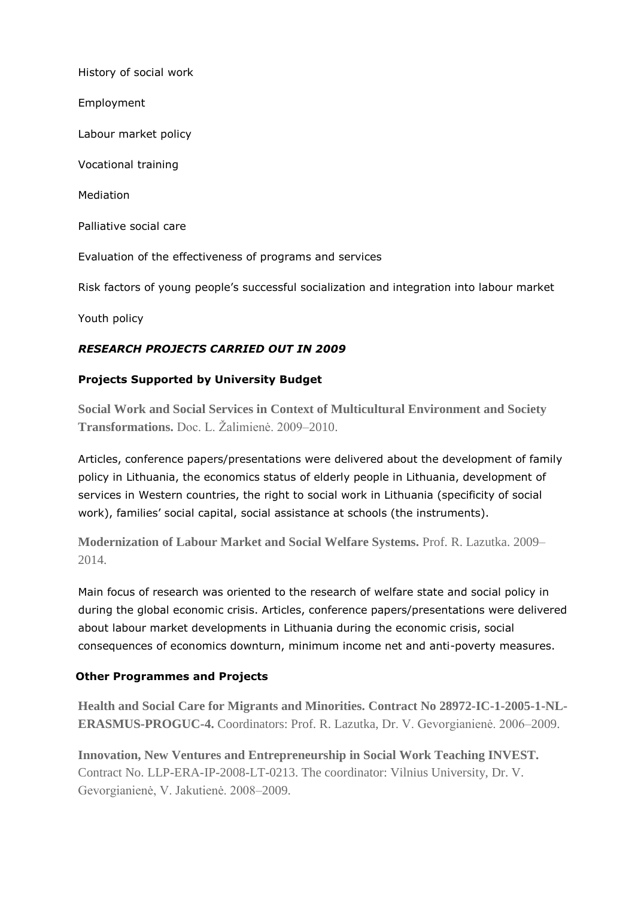History of social work

Employment

Labour market policy

Vocational training

Mediation

Palliative social care

Evaluation of the effectiveness of programs and services

Risk factors of young people's successful socialization and integration into labour market

Youth policy

### *RESEARCH PROJECTS CARRIED OUT IN 2009*

#### Projects Supported by University Budget

**Social Work and Social Services in Context of Multicultural Environment and Society Transformations.** Doc. L. Žalimienė. 2009–2010.

Articles, conference papers/presentations were delivered about the development of family policy in Lithuania, the economics status of elderly people in Lithuania, development of services in Western countries, the right to social work in Lithuania (specificity of social work), families' social capital, social assistance at schools (the instruments).

**Modernization of Labour Market and Social Welfare Systems.** Prof. R. Lazutka. 2009–2014.

Main focus of research was oriented to the research of welfare state and social policy in during the global economic crisis. Articles, conference papers/presentations were delivered about labour market developments in Lithuania during the economic crisis, social consequences of economics downturn, minimum income net and anti-poverty measures.

#### Other Programmes and Projects

**Health and Social Care for Migrants and Minorities. Contract No 28972-IC-1-2005-1-NL-ERASMUS-PROGUC-4.** Coordinators: Prof. R. Lazutka, Dr. V. Gevorgianienė. 2006–2009.

**Innovation, New Ventures and Entrepreneurship in Social Work Teaching INVEST.** Contract No. LLP-ERA-IP-2008-LT-0213. The coordinator: Vilnius University, Dr. V. Gevorgianienė, V. Jakutienė. 2008–2009.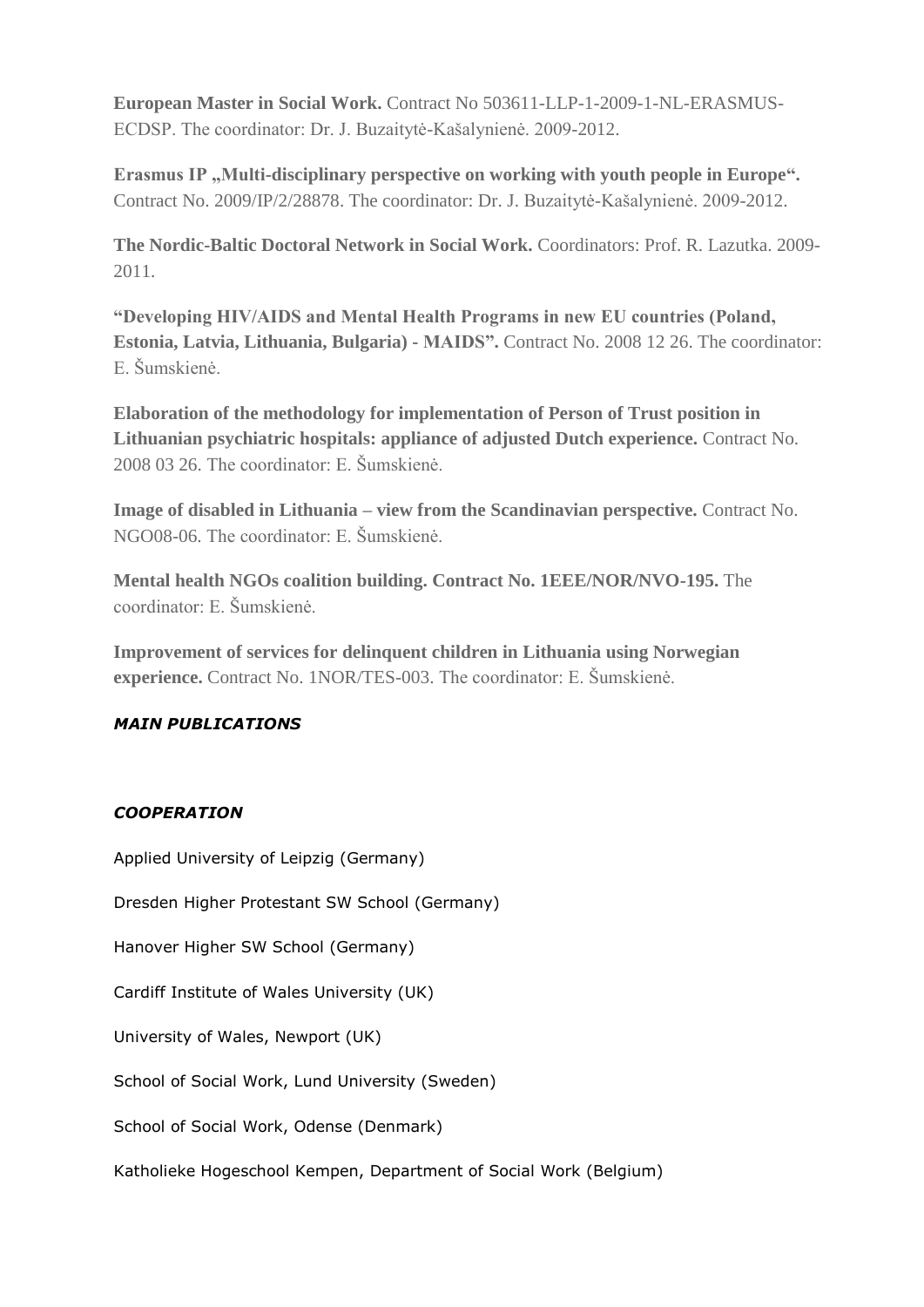**European Master in Social Work.** Contract No 503611-LLP-1-2009-1-NL-ERASMUS-ECDSP. The coordinator: Dr. J. Buzaitytė-Kašalynienė. 2009-2012.

**Erasmus IP „Multi-disciplinary perspective on working with youth people in Europe".** Contract No. 2009/IP/2/28878. The coordinator: Dr. J. Buzaitytė-Kašalynienė. 2009-2012.

**The Nordic-Baltic Doctoral Network in Social Work.** Coordinators: Prof. R. Lazutka. 2009-2011.

**"Developing HIV/AIDS and Mental Health Programs in new EU countries (Poland, Estonia, Latvia, Lithuania, Bulgaria) - MAIDS".** Contract No. 2008 12 26. The coordinator: E. Šumskienė.

**Elaboration of the methodology for implementation of Person of Trust position in Lithuanian psychiatric hospitals: appliance of adjusted Dutch experience.** Contract No. 2008 03 26. The coordinator: E. Šumskienė.

**Image of disabled in Lithuania – view from the Scandinavian perspective.** Contract No. NGO08-06. The coordinator: E. Šumskienė.

**Mental health NGOs coalition building. Contract No. 1EEE/NOR/NVO-195.** The coordinator: E. Šumskienė.

**Improvement of services for delinquent children in Lithuania using Norwegian experience.** Contract No. 1NOR/TES-003. The coordinator: E. Šumskienė.

***MAIN PUBLICATIONS***

***COOPERATION***

Applied University of Leipzig (Germany)

Dresden Higher Protestant SW School (Germany)

Hanover Higher SW School (Germany)

Cardiff Institute of Wales University (UK)

University of Wales, Newport (UK)

School of Social Work, Lund University (Sweden)

School of Social Work, Odense (Denmark)

Katholieke Hogeschool Kempen, Department of Social Work (Belgium)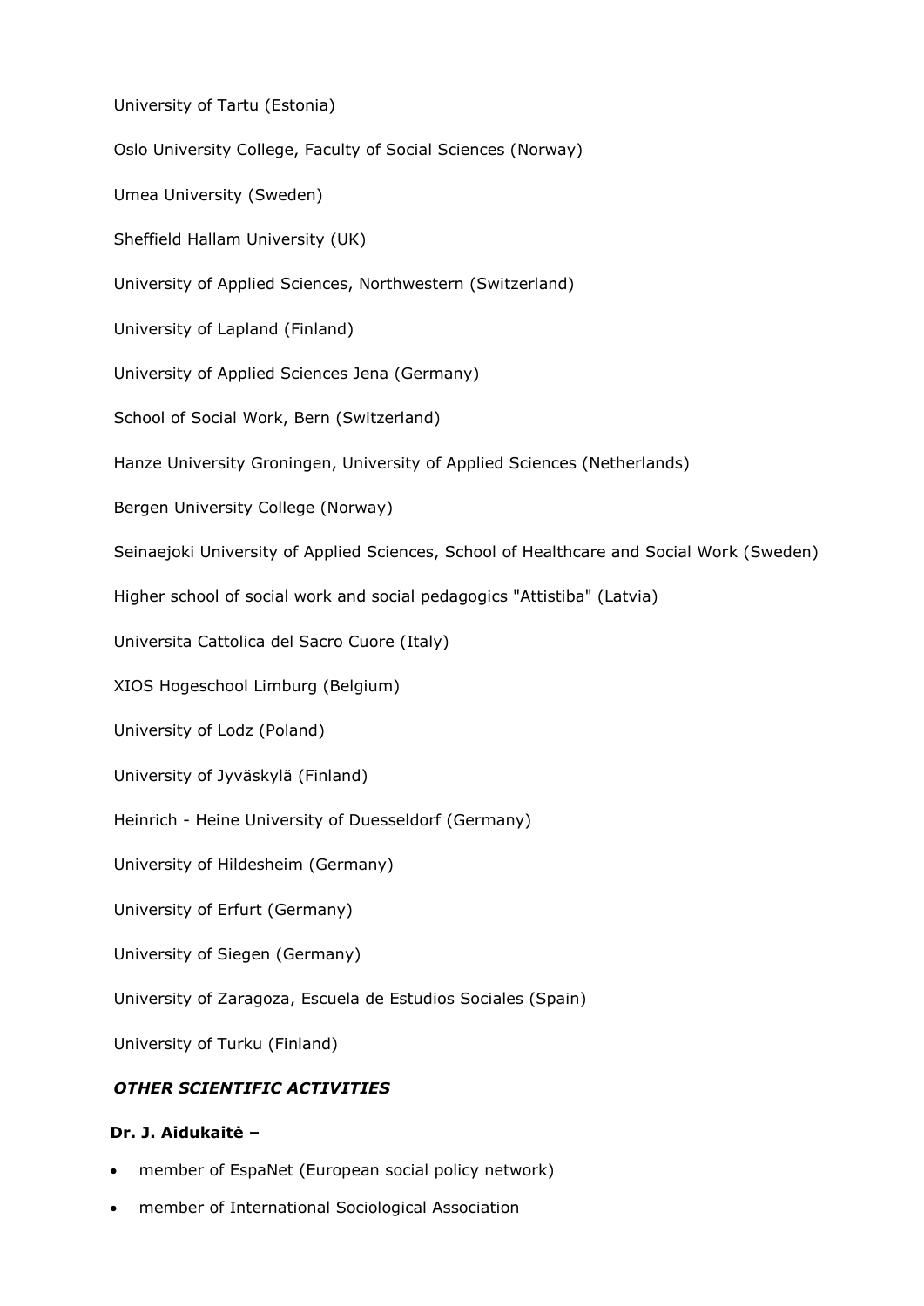University of Tartu (Estonia)

Oslo University College, Faculty of Social Sciences (Norway)

Umea University (Sweden)

Sheffield Hallam University (UK)

University of Applied Sciences, Northwestern (Switzerland)

University of Lapland (Finland)

University of Applied Sciences Jena (Germany)

School of Social Work, Bern (Switzerland)

Hanze University Groningen, University of Applied Sciences (Netherlands)

Bergen University College (Norway)

Seinaejoki University of Applied Sciences, School of Healthcare and Social Work (Sweden)

Higher school of social work and social pedagogics "Attistiba" (Latvia)

Universita Cattolica del Sacro Cuore (Italy)

XIOS Hogeschool Limburg (Belgium)

University of Lodz (Poland)

University of Jyväskylä (Finland)

Heinrich - Heine University of Duesseldorf (Germany)

University of Hildesheim (Germany)

University of Erfurt (Germany)

University of Siegen (Germany)

University of Zaragoza, Escuela de Estudios Sociales (Spain)

University of Turku (Finland)

***OTHER SCIENTIFIC ACTIVITIES***

**Dr. J. Aidukaitė –**

- member of EspaNet (European social policy network)
- member of International Sociological Association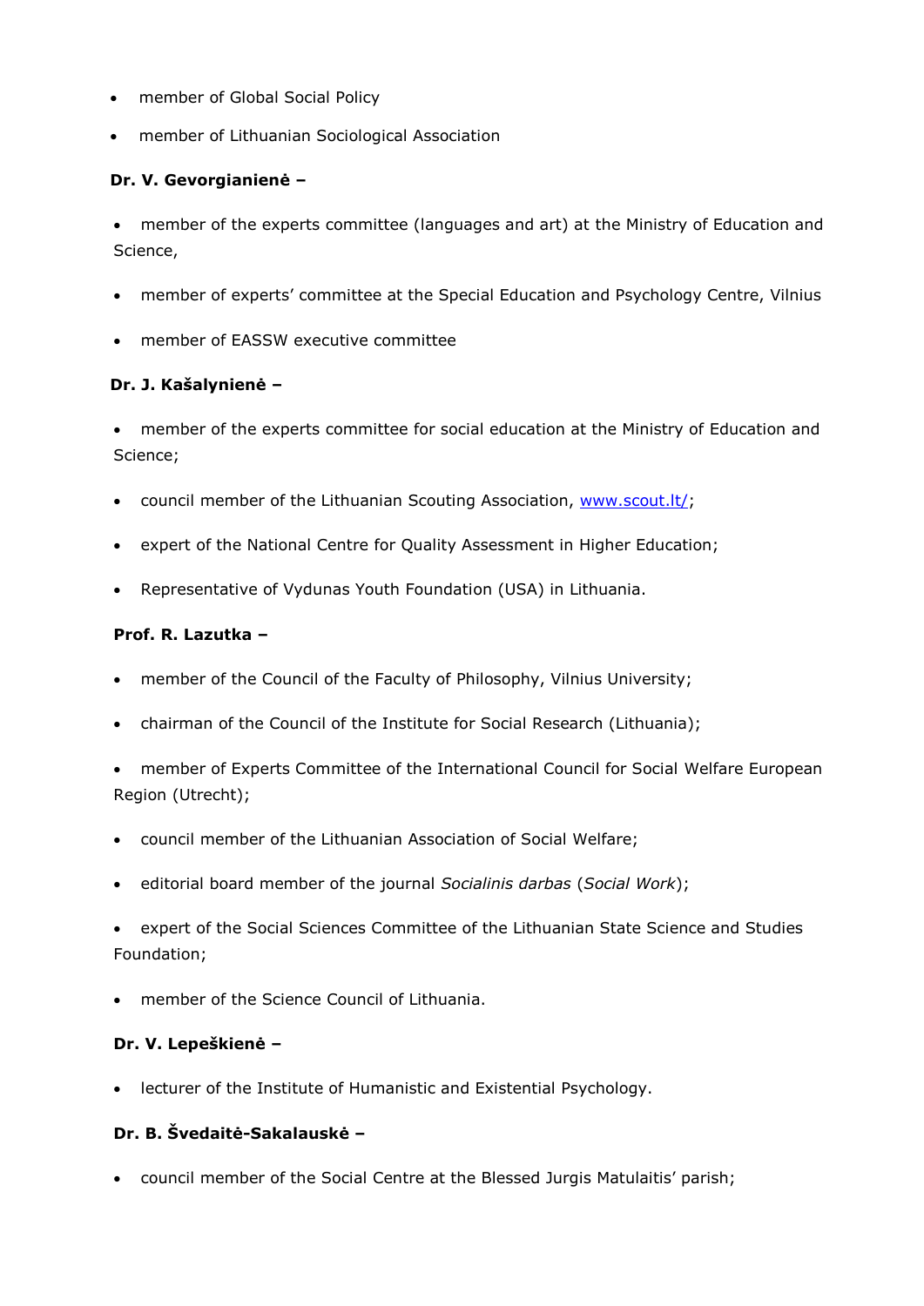- member of Global Social Policy
- member of Lithuanian Sociological Association

**Dr. V. Gevorgianienė –**

- member of the experts committee (languages and art) at the Ministry of Education and Science,
- member of experts' committee at the Special Education and Psychology Centre, Vilnius
- member of EASSW executive committee

**Dr. J. Kašalynienė –**

- member of the experts committee for social education at the Ministry of Education and Science;
- council member of the Lithuanian Scouting Association, [www.scout.lt/](www.scout.lt/);
- expert of the National Centre for Quality Assessment in Higher Education;
- Representative of Vydunas Youth Foundation (USA) in Lithuania.

**Prof. R. Lazutka –**

- member of the Council of the Faculty of Philosophy, Vilnius University;
- chairman of the Council of the Institute for Social Research (Lithuania);
- member of Experts Committee of the International Council for Social Welfare European Region (Utrecht);
- council member of the Lithuanian Association of Social Welfare;
- editorial board member of the journal *Socialinis darbas* (*Social Work*);
- expert of the Social Sciences Committee of the Lithuanian State Science and Studies Foundation;
- member of the Science Council of Lithuania.

**Dr. V. Lepeškienė –**

- lecturer of the Institute of Humanistic and Existential Psychology.

**Dr. B. Švedaitė-Sakalauskė –**

- council member of the Social Centre at the Blessed Jurgis Matulaitis' parish;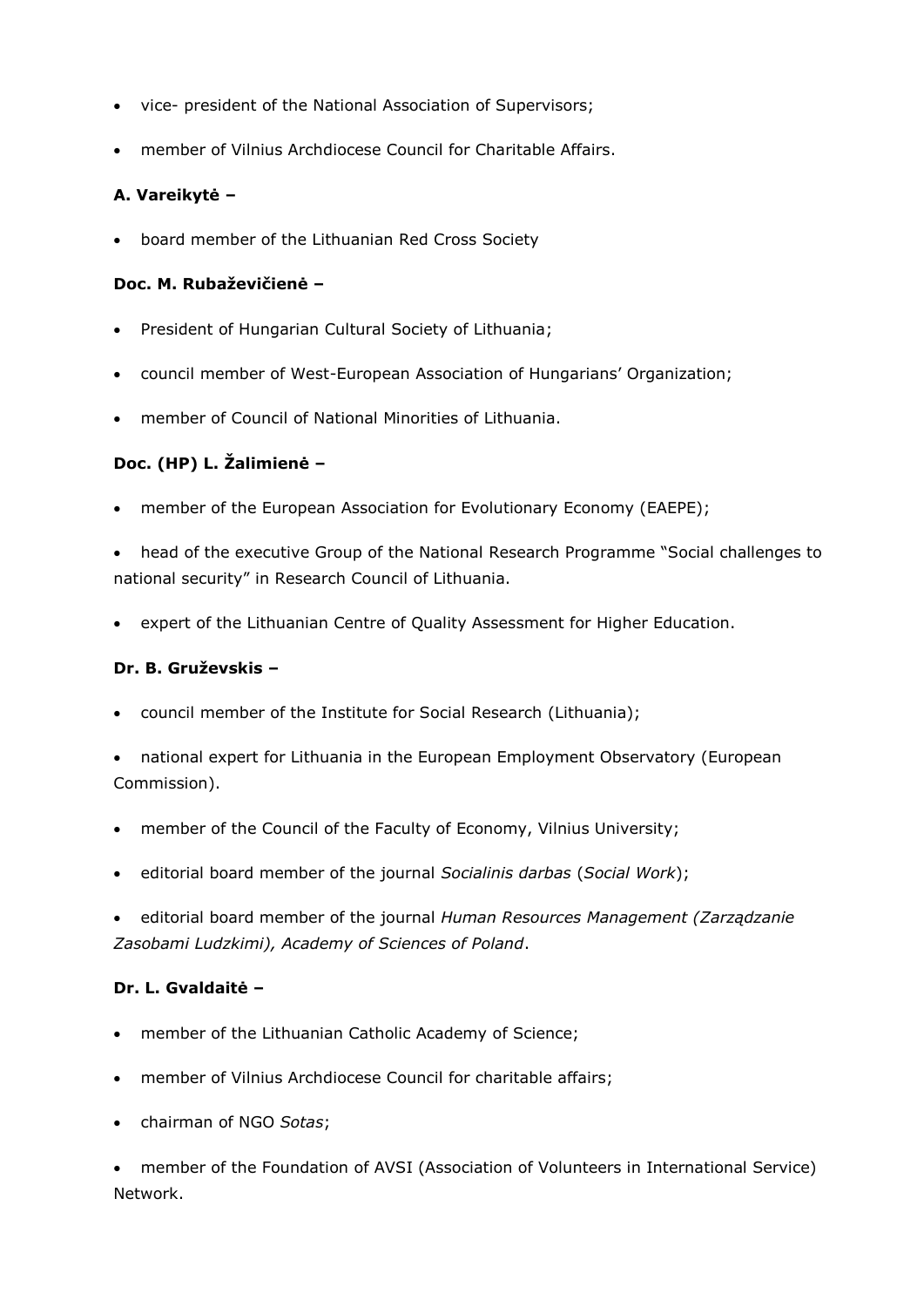- vice- president of the National Association of Supervisors;
- member of Vilnius Archdiocese Council for Charitable Affairs.

**A. Vareikytė –**

- board member of the Lithuanian Red Cross Society

**Doc. M. Rubaževičienė –**

- President of Hungarian Cultural Society of Lithuania;
- council member of West-European Association of Hungarians' Organization;
- member of Council of National Minorities of Lithuania.

**Doc. (HP) L. Žalimienė –**

- member of the European Association for Evolutionary Economy (EAEPE);
- head of the executive Group of the National Research Programme "Social challenges to national security" in Research Council of Lithuania.
- expert of the Lithuanian Centre of Quality Assessment for Higher Education.

**Dr. B. Gruževskis –**

- council member of the Institute for Social Research (Lithuania);
- national expert for Lithuania in the European Employment Observatory (European Commission).
- member of the Council of the Faculty of Economy, Vilnius University;
- editorial board member of the journal *Socialinis darbas* (*Social Work*);
- editorial board member of the journal *Human Resources Management (Zarządzanie Zasobami Ludzkimi), Academy of Sciences of Poland*.

**Dr. L. Gvaldaitė –**

- member of the Lithuanian Catholic Academy of Science;
- member of Vilnius Archdiocese Council for charitable affairs;
- chairman of NGO *Sotas*;
- member of the Foundation of AVSI (Association of Volunteers in International Service) Network.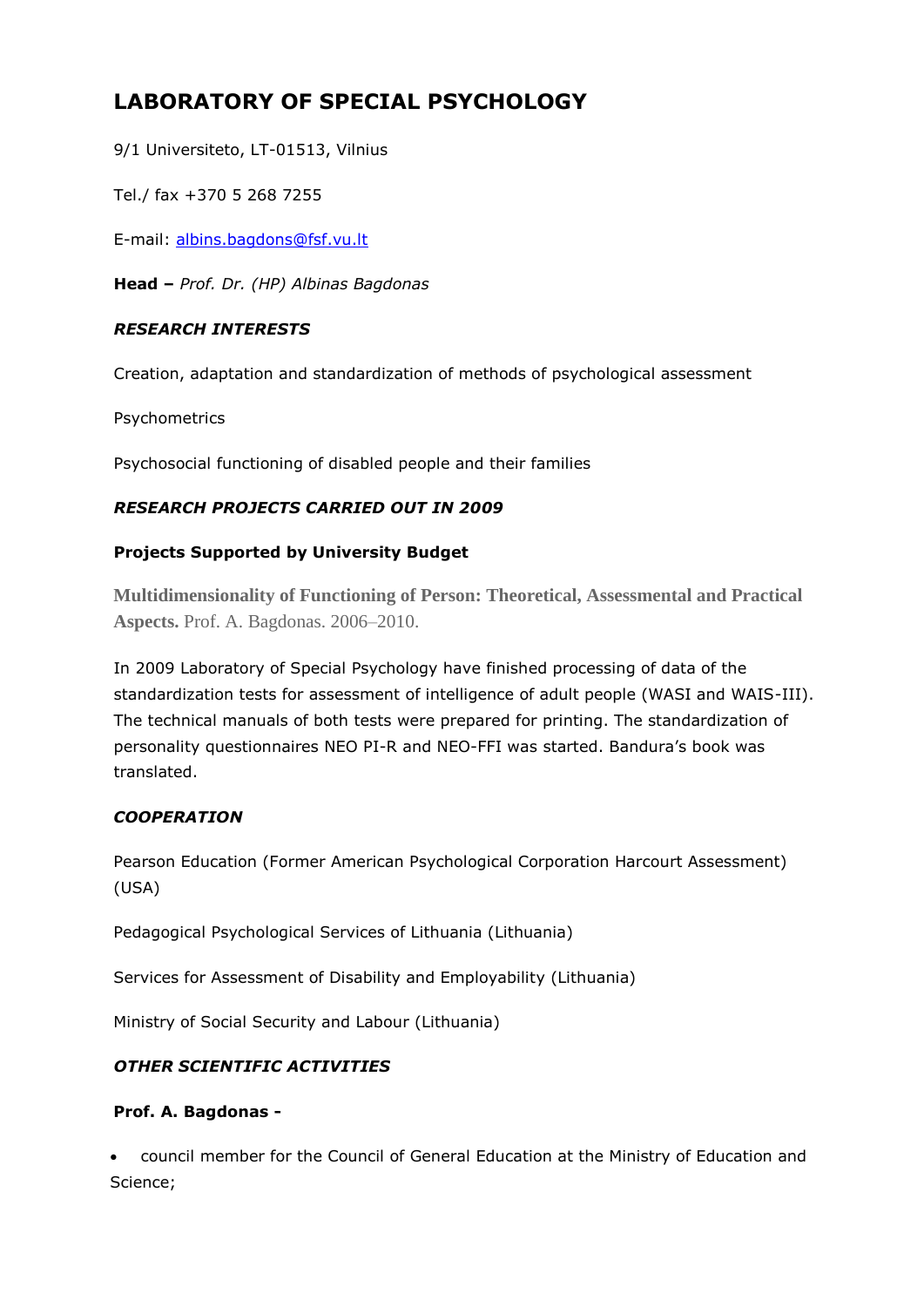# LABORATORY OF SPECIAL PSYCHOLOGY

9/1 Universiteto, LT-01513, Vilnius

Tel./ fax +370 5 268 7255

E-mail: albins.bagdons@fsf.vu.lt

**Head –** *Prof. Dr. (HP) Albinas Bagdonas*

### *RESEARCH INTERESTS*

Creation, adaptation and standardization of methods of psychological assessment

Psychometrics

Psychosocial functioning of disabled people and their families

### *RESEARCH PROJECTS CARRIED OUT IN 2009*

#### Projects Supported by University Budget

**Multidimensionality of Functioning of Person: Theoretical, Assessmental and Practical Aspects.** Prof. A. Bagdonas. 2006–2010.

In 2009 Laboratory of Special Psychology have finished processing of data of the standardization tests for assessment of intelligence of adult people (WASI and WAIS-III). The technical manuals of both tests were prepared for printing. The standardization of personality questionnaires NEO PI-R and NEO-FFI was started. Bandura's book was translated.

### *COOPERATION*

Pearson Education (Former American Psychological Corporation Harcourt Assessment) (USA)

Pedagogical Psychological Services of Lithuania (Lithuania)

Services for Assessment of Disability and Employability (Lithuania)

Ministry of Social Security and Labour (Lithuania)

### *OTHER SCIENTIFIC ACTIVITIES*

**Prof. A. Bagdonas -**

- council member for the Council of General Education at the Ministry of Education and Science;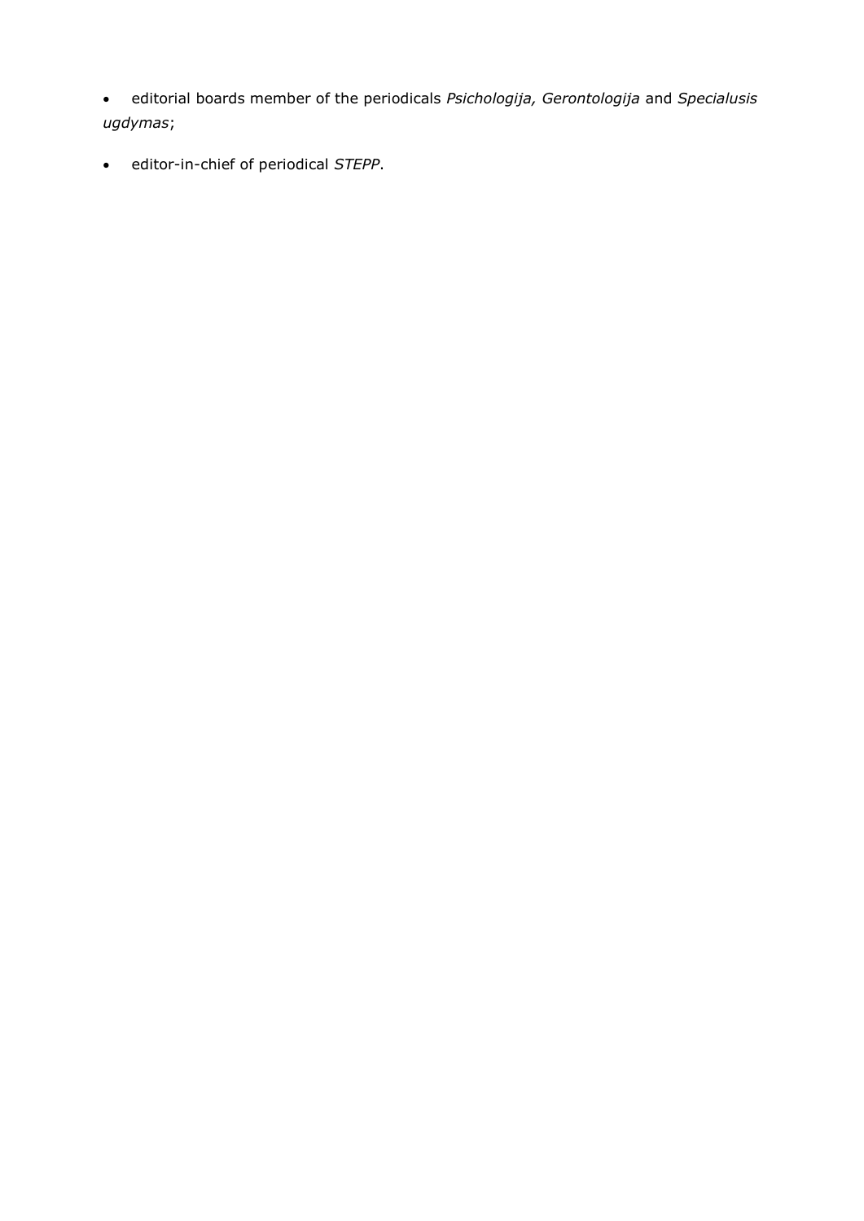- editorial boards member of the periodicals *Psichologija, Gerontologija* and *Specialusis ugdymas*;
- editor-in-chief of periodical *STEPP*.